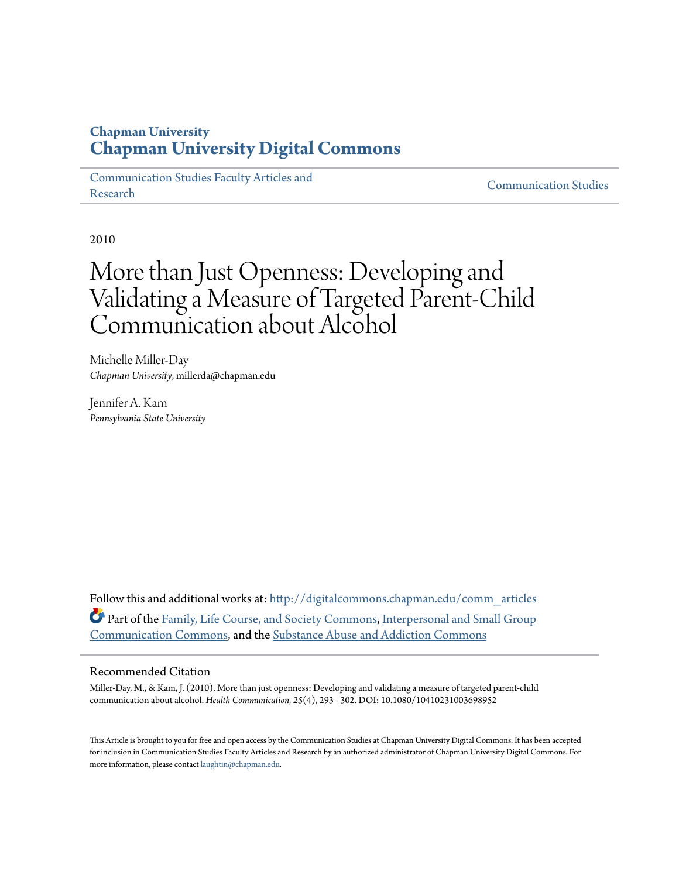Chapman University
# Chapman University Digital Commons

Communication Studies Faculty Articles and Research | Communication Studies

2010

# More than Just Openness: Developing and Validating a Measure of Targeted Parent-Child Communication about Alcohol

Michelle Miller-Day
*Chapman University*, millerda@chapman.edu

Jennifer A. Kam
*Pennsylvania State University*

Follow this and additional works at: http://digitalcommons.chapman.edu/comm_articles

Part of the Family, Life Course, and Society Commons, Interpersonal and Small Group Communication Commons, and the Substance Abuse and Addiction Commons

## Recommended Citation

Miller-Day, M., & Kam, J. (2010). More than just openness: Developing and validating a measure of targeted parent-child communication about alcohol. *Health Communication, 25*(4), 293 - 302. DOI: 10.1080/10410231003698952

This Article is brought to you for free and open access by the Communication Studies at Chapman University Digital Commons. It has been accepted for inclusion in Communication Studies Faculty Articles and Research by an authorized administrator of Chapman University Digital Commons. For more information, please contact laughtin@chapman.edu.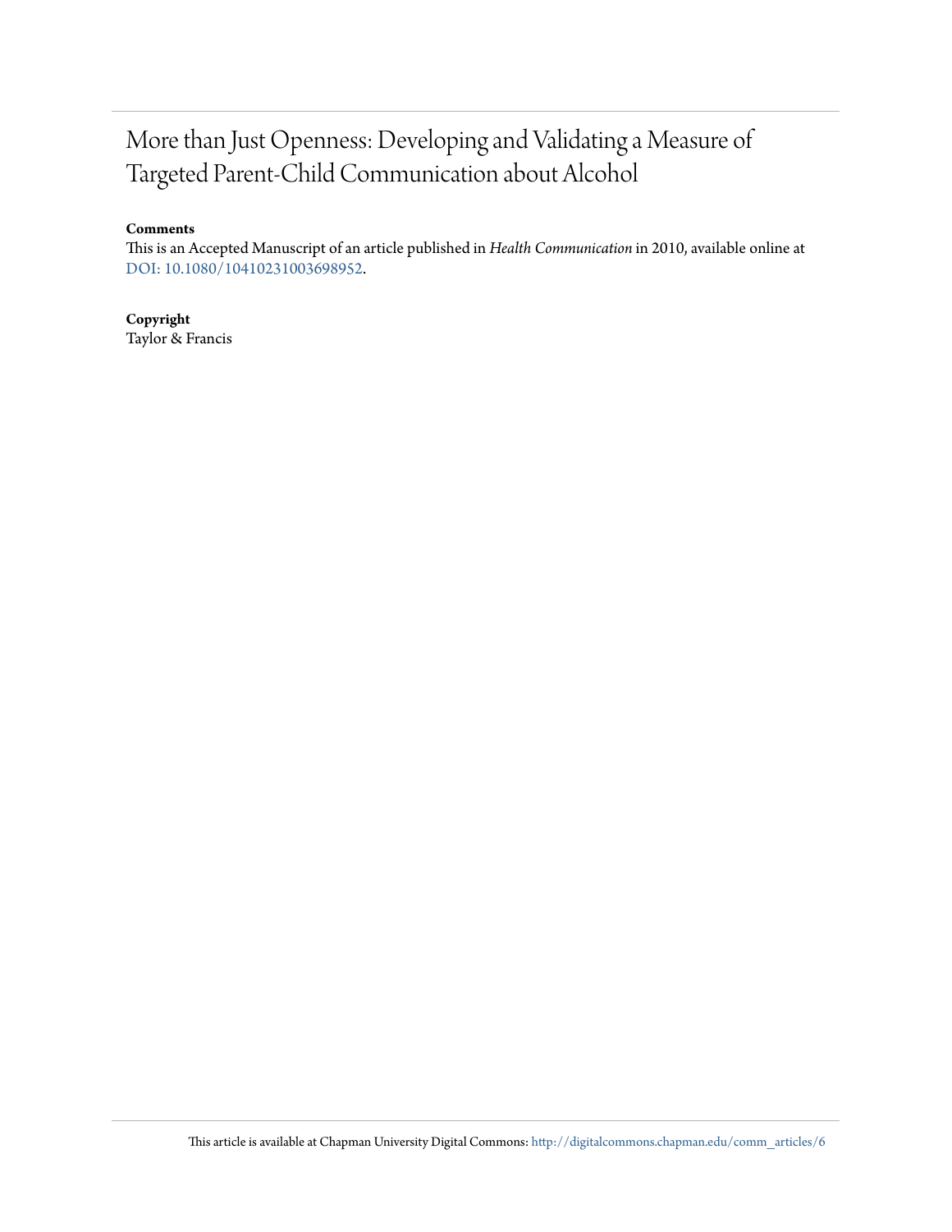# More than Just Openness: Developing and Validating a Measure of Targeted Parent-Child Communication about Alcohol

**Comments**

This is an Accepted Manuscript of an article published in *Health Communication* in 2010, available online at DOI: 10.1080/10410231003698952.

**Copyright**

Taylor & Francis

This article is available at Chapman University Digital Commons: http://digitalcommons.chapman.edu/comm_articles/6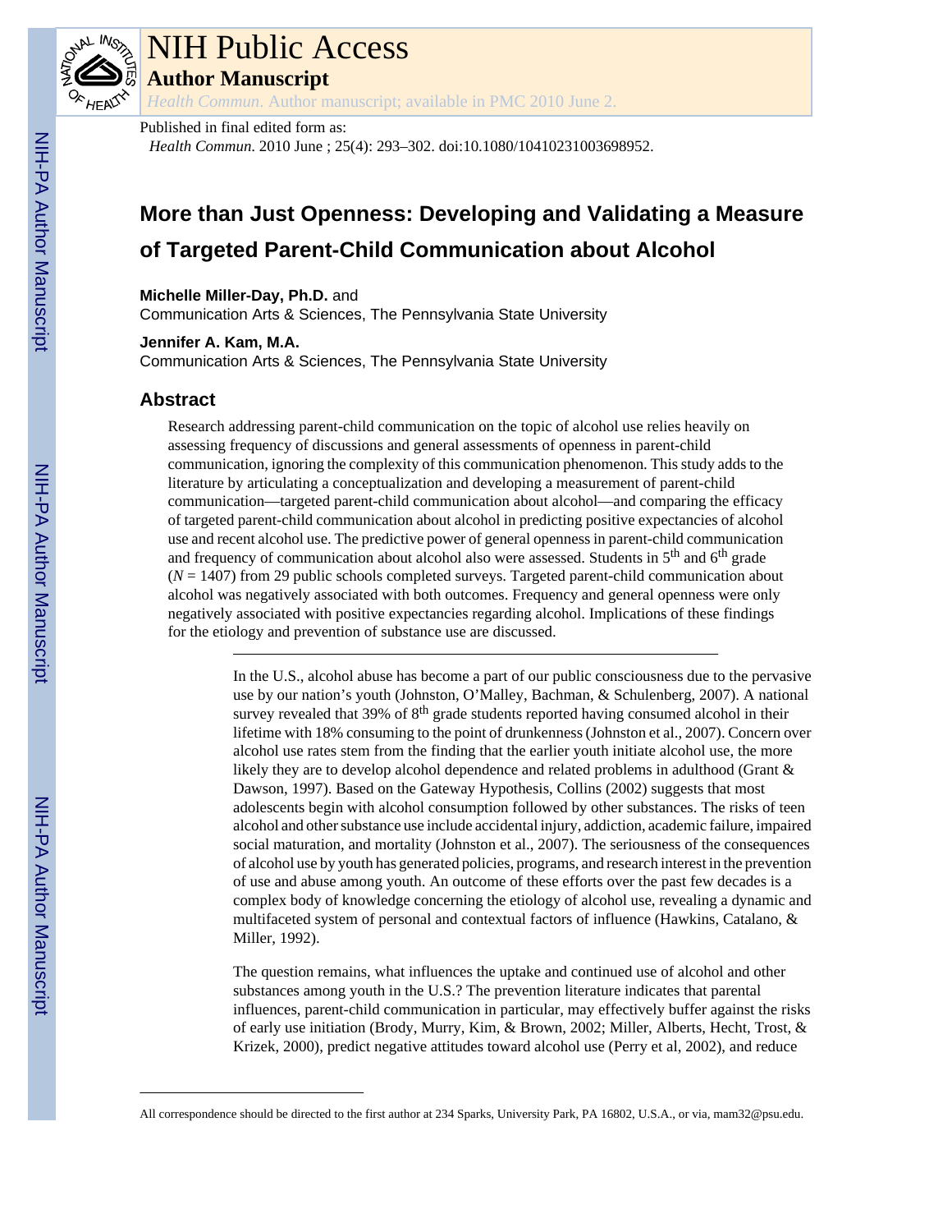NIH Public Access

**Author Manuscript**

*Health Commun*. Author manuscript; available in PMC 2010 June 2.

Published in final edited form as:

*Health Commun*. 2010 June ; 25(4): 293–302. doi:10.1080/10410231003698952.

# More than Just Openness: Developing and Validating a Measure of Targeted Parent-Child Communication about Alcohol

**Michelle Miller-Day, Ph.D.** and
Communication Arts & Sciences, The Pennsylvania State University

**Jennifer A. Kam, M.A.**
Communication Arts & Sciences, The Pennsylvania State University

## Abstract

Research addressing parent-child communication on the topic of alcohol use relies heavily on assessing frequency of discussions and general assessments of openness in parent-child communication, ignoring the complexity of this communication phenomenon. This study adds to the literature by articulating a conceptualization and developing a measurement of parent-child communication—targeted parent-child communication about alcohol—and comparing the efficacy of targeted parent-child communication about alcohol in predicting positive expectancies of alcohol use and recent alcohol use. The predictive power of general openness in parent-child communication and frequency of communication about alcohol also were assessed. Students in 5th and 6th grade (*N* = 1407) from 29 public schools completed surveys. Targeted parent-child communication about alcohol was negatively associated with both outcomes. Frequency and general openness were only negatively associated with positive expectancies regarding alcohol. Implications of these findings for the etiology and prevention of substance use are discussed.

In the U.S., alcohol abuse has become a part of our public consciousness due to the pervasive use by our nation's youth (Johnston, O'Malley, Bachman, & Schulenberg, 2007). A national survey revealed that 39% of 8th grade students reported having consumed alcohol in their lifetime with 18% consuming to the point of drunkenness (Johnston et al., 2007). Concern over alcohol use rates stem from the finding that the earlier youth initiate alcohol use, the more likely they are to develop alcohol dependence and related problems in adulthood (Grant & Dawson, 1997). Based on the Gateway Hypothesis, Collins (2002) suggests that most adolescents begin with alcohol consumption followed by other substances. The risks of teen alcohol and other substance use include accidental injury, addiction, academic failure, impaired social maturation, and mortality (Johnston et al., 2007). The seriousness of the consequences of alcohol use by youth has generated policies, programs, and research interest in the prevention of use and abuse among youth. An outcome of these efforts over the past few decades is a complex body of knowledge concerning the etiology of alcohol use, revealing a dynamic and multifaceted system of personal and contextual factors of influence (Hawkins, Catalano, & Miller, 1992).

The question remains, what influences the uptake and continued use of alcohol and other substances among youth in the U.S.? The prevention literature indicates that parental influences, parent-child communication in particular, may effectively buffer against the risks of early use initiation (Brody, Murry, Kim, & Brown, 2002; Miller, Alberts, Hecht, Trost, & Krizek, 2000), predict negative attitudes toward alcohol use (Perry et al, 2002), and reduce

All correspondence should be directed to the first author at 234 Sparks, University Park, PA 16802, U.S.A., or via, mam32@psu.edu.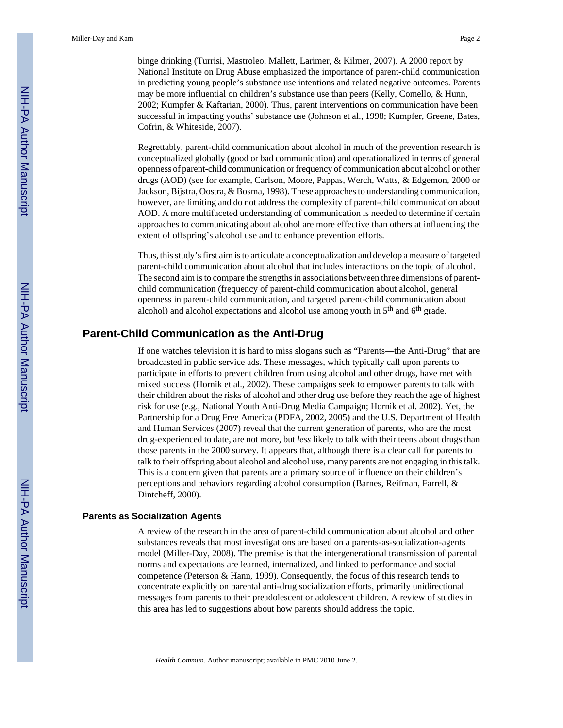binge drinking (Turrisi, Mastroleo, Mallett, Larimer, & Kilmer, 2007). A 2000 report by National Institute on Drug Abuse emphasized the importance of parent-child communication in predicting young people's substance use intentions and related negative outcomes. Parents may be more influential on children's substance use than peers (Kelly, Comello, & Hunn, 2002; Kumpfer & Kaftarian, 2000). Thus, parent interventions on communication have been successful in impacting youths' substance use (Johnson et al., 1998; Kumpfer, Greene, Bates, Cofrin, & Whiteside, 2007).

Regrettably, parent-child communication about alcohol in much of the prevention research is conceptualized globally (good or bad communication) and operationalized in terms of general openness of parent-child communication or frequency of communication about alcohol or other drugs (AOD) (see for example, Carlson, Moore, Pappas, Werch, Watts, & Edgemon, 2000 or Jackson, Bijstra, Oostra, & Bosma, 1998). These approaches to understanding communication, however, are limiting and do not address the complexity of parent-child communication about AOD. A more multifaceted understanding of communication is needed to determine if certain approaches to communicating about alcohol are more effective than others at influencing the extent of offspring's alcohol use and to enhance prevention efforts.

Thus, this study's first aim is to articulate a conceptualization and develop a measure of targeted parent-child communication about alcohol that includes interactions on the topic of alcohol. The second aim is to compare the strengths in associations between three dimensions of parent-child communication (frequency of parent-child communication about alcohol, general openness in parent-child communication, and targeted parent-child communication about alcohol) and alcohol expectations and alcohol use among youth in 5th and 6th grade.

## Parent-Child Communication as the Anti-Drug

If one watches television it is hard to miss slogans such as "Parents—the Anti-Drug" that are broadcasted in public service ads. These messages, which typically call upon parents to participate in efforts to prevent children from using alcohol and other drugs, have met with mixed success (Hornik et al., 2002). These campaigns seek to empower parents to talk with their children about the risks of alcohol and other drug use before they reach the age of highest risk for use (e.g., National Youth Anti-Drug Media Campaign; Hornik et al. 2002). Yet, the Partnership for a Drug Free America (PDFA, 2002, 2005) and the U.S. Department of Health and Human Services (2007) reveal that the current generation of parents, who are the most drug-experienced to date, are not more, but *less* likely to talk with their teens about drugs than those parents in the 2000 survey. It appears that, although there is a clear call for parents to talk to their offspring about alcohol and alcohol use, many parents are not engaging in this talk. This is a concern given that parents are a primary source of influence on their children's perceptions and behaviors regarding alcohol consumption (Barnes, Reifman, Farrell, & Dintcheff, 2000).

### Parents as Socialization Agents

A review of the research in the area of parent-child communication about alcohol and other substances reveals that most investigations are based on a parents-as-socialization-agents model (Miller-Day, 2008). The premise is that the intergenerational transmission of parental norms and expectations are learned, internalized, and linked to performance and social competence (Peterson & Hann, 1999). Consequently, the focus of this research tends to concentrate explicitly on parental anti-drug socialization efforts, primarily unidirectional messages from parents to their preadolescent or adolescent children. A review of studies in this area has led to suggestions about how parents should address the topic.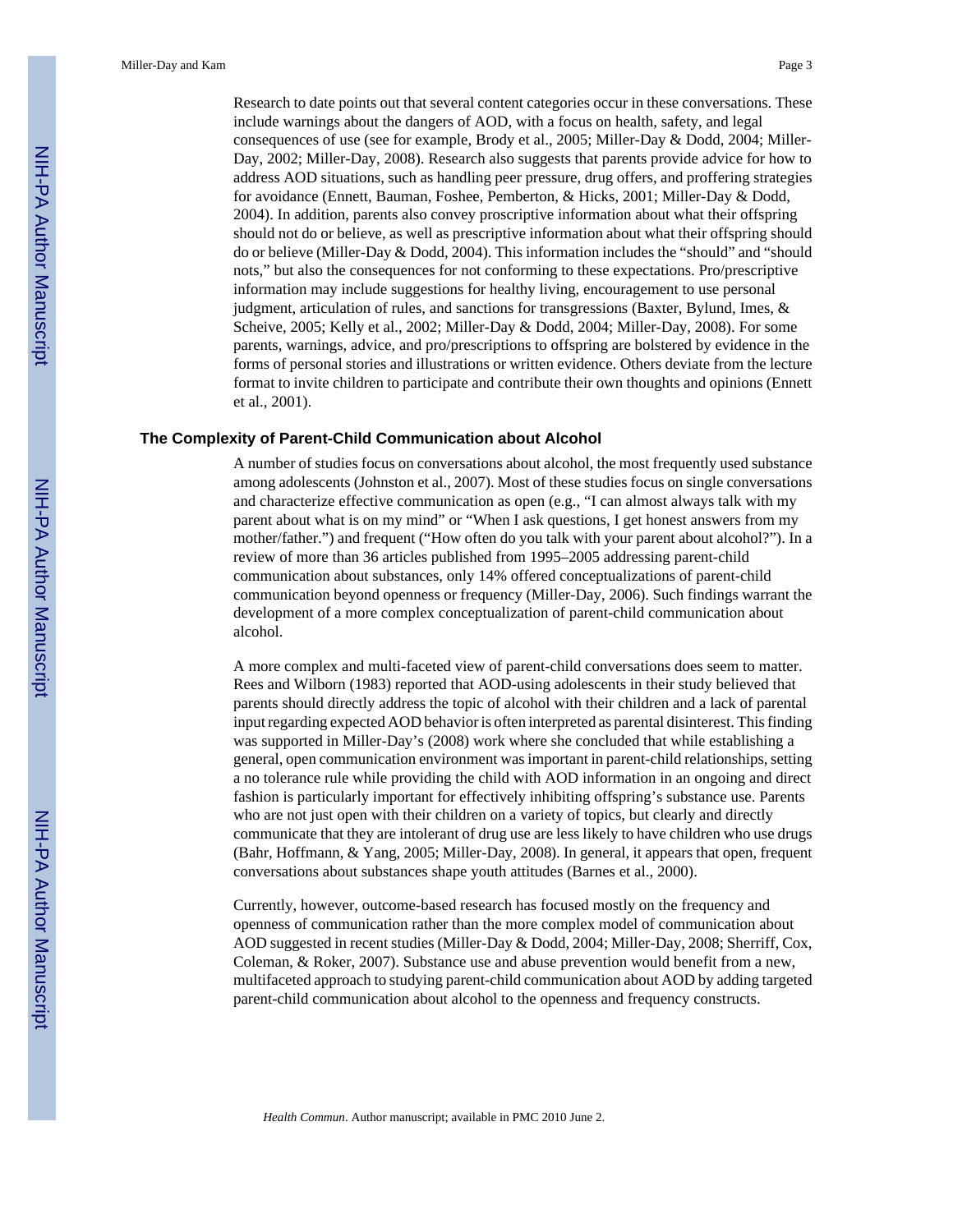Research to date points out that several content categories occur in these conversations. These include warnings about the dangers of AOD, with a focus on health, safety, and legal consequences of use (see for example, Brody et al., 2005; Miller-Day & Dodd, 2004; Miller-Day, 2002; Miller-Day, 2008). Research also suggests that parents provide advice for how to address AOD situations, such as handling peer pressure, drug offers, and proffering strategies for avoidance (Ennett, Bauman, Foshee, Pemberton, & Hicks, 2001; Miller-Day & Dodd, 2004). In addition, parents also convey proscriptive information about what their offspring should not do or believe, as well as prescriptive information about what their offspring should do or believe (Miller-Day & Dodd, 2004). This information includes the "should" and "should nots," but also the consequences for not conforming to these expectations. Pro/prescriptive information may include suggestions for healthy living, encouragement to use personal judgment, articulation of rules, and sanctions for transgressions (Baxter, Bylund, Imes, & Scheive, 2005; Kelly et al., 2002; Miller-Day & Dodd, 2004; Miller-Day, 2008). For some parents, warnings, advice, and pro/prescriptions to offspring are bolstered by evidence in the forms of personal stories and illustrations or written evidence. Others deviate from the lecture format to invite children to participate and contribute their own thoughts and opinions (Ennett et al., 2001).

## The Complexity of Parent-Child Communication about Alcohol

A number of studies focus on conversations about alcohol, the most frequently used substance among adolescents (Johnston et al., 2007). Most of these studies focus on single conversations and characterize effective communication as open (e.g., "I can almost always talk with my parent about what is on my mind" or "When I ask questions, I get honest answers from my mother/father.") and frequent ("How often do you talk with your parent about alcohol?"). In a review of more than 36 articles published from 1995–2005 addressing parent-child communication about substances, only 14% offered conceptualizations of parent-child communication beyond openness or frequency (Miller-Day, 2006). Such findings warrant the development of a more complex conceptualization of parent-child communication about alcohol.

A more complex and multi-faceted view of parent-child conversations does seem to matter. Rees and Wilborn (1983) reported that AOD-using adolescents in their study believed that parents should directly address the topic of alcohol with their children and a lack of parental input regarding expected AOD behavior is often interpreted as parental disinterest. This finding was supported in Miller-Day's (2008) work where she concluded that while establishing a general, open communication environment was important in parent-child relationships, setting a no tolerance rule while providing the child with AOD information in an ongoing and direct fashion is particularly important for effectively inhibiting offspring's substance use. Parents who are not just open with their children on a variety of topics, but clearly and directly communicate that they are intolerant of drug use are less likely to have children who use drugs (Bahr, Hoffmann, & Yang, 2005; Miller-Day, 2008). In general, it appears that open, frequent conversations about substances shape youth attitudes (Barnes et al., 2000).

Currently, however, outcome-based research has focused mostly on the frequency and openness of communication rather than the more complex model of communication about AOD suggested in recent studies (Miller-Day & Dodd, 2004; Miller-Day, 2008; Sherriff, Cox, Coleman, & Roker, 2007). Substance use and abuse prevention would benefit from a new, multifaceted approach to studying parent-child communication about AOD by adding targeted parent-child communication about alcohol to the openness and frequency constructs.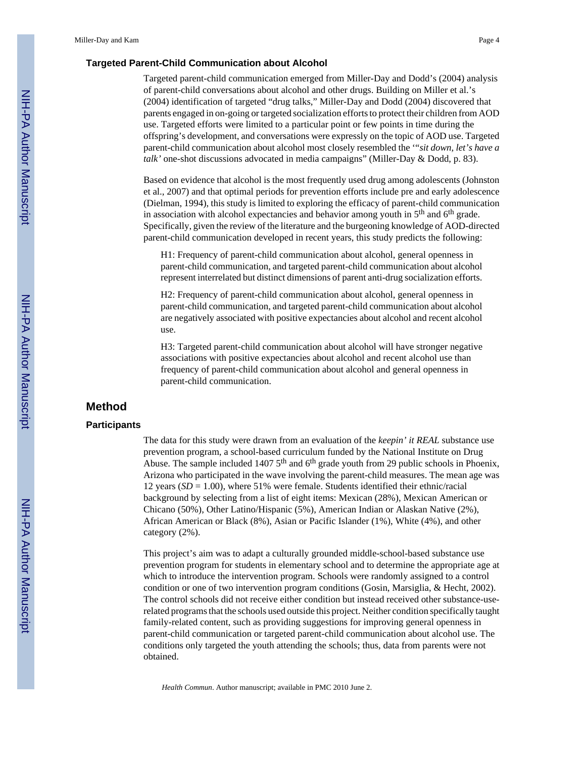### Targeted Parent-Child Communication about Alcohol

Targeted parent-child communication emerged from Miller-Day and Dodd's (2004) analysis of parent-child conversations about alcohol and other drugs. Building on Miller et al.'s (2004) identification of targeted "drug talks," Miller-Day and Dodd (2004) discovered that parents engaged in on-going or targeted socialization efforts to protect their children from AOD use. Targeted efforts were limited to a particular point or few points in time during the offspring's development, and conversations were expressly on the topic of AOD use. Targeted parent-child communication about alcohol most closely resembled the '"*sit down, let's have a talk'* one-shot discussions advocated in media campaigns" (Miller-Day & Dodd, p. 83).

Based on evidence that alcohol is the most frequently used drug among adolescents (Johnston et al., 2007) and that optimal periods for prevention efforts include pre and early adolescence (Dielman, 1994), this study is limited to exploring the efficacy of parent-child communication in association with alcohol expectancies and behavior among youth in 5th and 6th grade. Specifically, given the review of the literature and the burgeoning knowledge of AOD-directed parent-child communication developed in recent years, this study predicts the following:

> H1: Frequency of parent-child communication about alcohol, general openness in parent-child communication, and targeted parent-child communication about alcohol represent interrelated but distinct dimensions of parent anti-drug socialization efforts.
>
> H2: Frequency of parent-child communication about alcohol, general openness in parent-child communication, and targeted parent-child communication about alcohol are negatively associated with positive expectancies about alcohol and recent alcohol use.
>
> H3: Targeted parent-child communication about alcohol will have stronger negative associations with positive expectancies about alcohol and recent alcohol use than frequency of parent-child communication about alcohol and general openness in parent-child communication.

## Method

### Participants

The data for this study were drawn from an evaluation of the *keepin' it REAL* substance use prevention program, a school-based curriculum funded by the National Institute on Drug Abuse. The sample included 1407 5th and 6th grade youth from 29 public schools in Phoenix, Arizona who participated in the wave involving the parent-child measures. The mean age was 12 years ($SD = 1.00$), where 51% were female. Students identified their ethnic/racial background by selecting from a list of eight items: Mexican (28%), Mexican American or Chicano (50%), Other Latino/Hispanic (5%), American Indian or Alaskan Native (2%), African American or Black (8%), Asian or Pacific Islander (1%), White (4%), and other category (2%).

This project's aim was to adapt a culturally grounded middle-school-based substance use prevention program for students in elementary school and to determine the appropriate age at which to introduce the intervention program. Schools were randomly assigned to a control condition or one of two intervention program conditions (Gosin, Marsiglia, & Hecht, 2002). The control schools did not receive either condition but instead received other substance-use-related programs that the schools used outside this project. Neither condition specifically taught family-related content, such as providing suggestions for improving general openness in parent-child communication or targeted parent-child communication about alcohol use. The conditions only targeted the youth attending the schools; thus, data from parents were not obtained.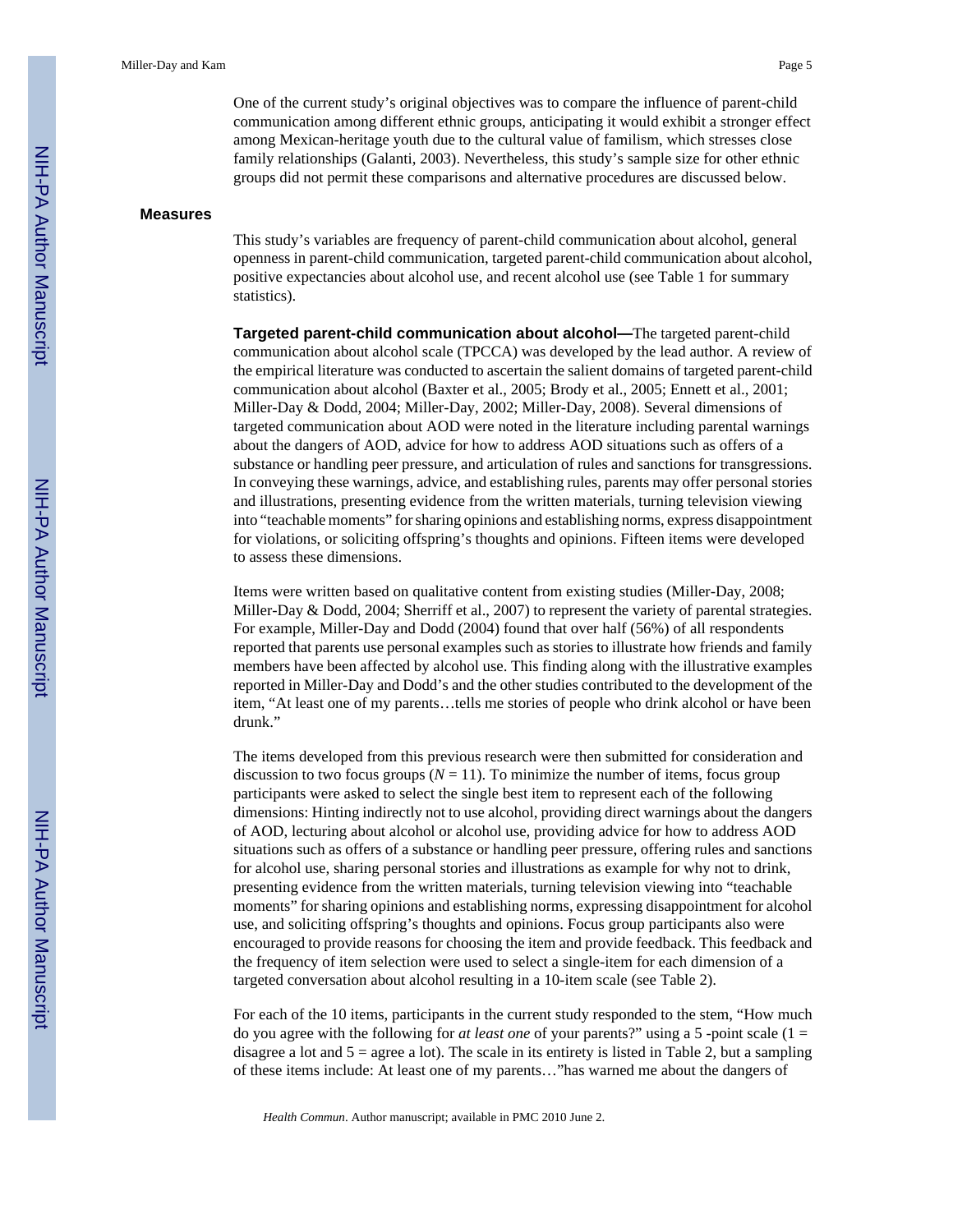One of the current study's original objectives was to compare the influence of parent-child communication among different ethnic groups, anticipating it would exhibit a stronger effect among Mexican-heritage youth due to the cultural value of familism, which stresses close family relationships (Galanti, 2003). Nevertheless, this study's sample size for other ethnic groups did not permit these comparisons and alternative procedures are discussed below.

## Measures

This study's variables are frequency of parent-child communication about alcohol, general openness in parent-child communication, targeted parent-child communication about alcohol, positive expectancies about alcohol use, and recent alcohol use (see Table 1 for summary statistics).

**Targeted parent-child communication about alcohol—**The targeted parent-child communication about alcohol scale (TPCCA) was developed by the lead author. A review of the empirical literature was conducted to ascertain the salient domains of targeted parent-child communication about alcohol (Baxter et al., 2005; Brody et al., 2005; Ennett et al., 2001; Miller-Day & Dodd, 2004; Miller-Day, 2002; Miller-Day, 2008). Several dimensions of targeted communication about AOD were noted in the literature including parental warnings about the dangers of AOD, advice for how to address AOD situations such as offers of a substance or handling peer pressure, and articulation of rules and sanctions for transgressions. In conveying these warnings, advice, and establishing rules, parents may offer personal stories and illustrations, presenting evidence from the written materials, turning television viewing into "teachable moments" for sharing opinions and establishing norms, express disappointment for violations, or soliciting offspring's thoughts and opinions. Fifteen items were developed to assess these dimensions.

Items were written based on qualitative content from existing studies (Miller-Day, 2008; Miller-Day & Dodd, 2004; Sherriff et al., 2007) to represent the variety of parental strategies. For example, Miller-Day and Dodd (2004) found that over half (56%) of all respondents reported that parents use personal examples such as stories to illustrate how friends and family members have been affected by alcohol use. This finding along with the illustrative examples reported in Miller-Day and Dodd's and the other studies contributed to the development of the item, "At least one of my parents…tells me stories of people who drink alcohol or have been drunk."

The items developed from this previous research were then submitted for consideration and discussion to two focus groups (*N* = 11). To minimize the number of items, focus group participants were asked to select the single best item to represent each of the following dimensions: Hinting indirectly not to use alcohol, providing direct warnings about the dangers of AOD, lecturing about alcohol or alcohol use, providing advice for how to address AOD situations such as offers of a substance or handling peer pressure, offering rules and sanctions for alcohol use, sharing personal stories and illustrations as example for why not to drink, presenting evidence from the written materials, turning television viewing into "teachable moments" for sharing opinions and establishing norms, expressing disappointment for alcohol use, and soliciting offspring's thoughts and opinions. Focus group participants also were encouraged to provide reasons for choosing the item and provide feedback. This feedback and the frequency of item selection were used to select a single-item for each dimension of a targeted conversation about alcohol resulting in a 10-item scale (see Table 2).

For each of the 10 items, participants in the current study responded to the stem, "How much do you agree with the following for *at least one* of your parents?" using a 5 -point scale (1 = disagree a lot and 5 = agree a lot). The scale in its entirety is listed in Table 2, but a sampling of these items include: At least one of my parents…"has warned me about the dangers of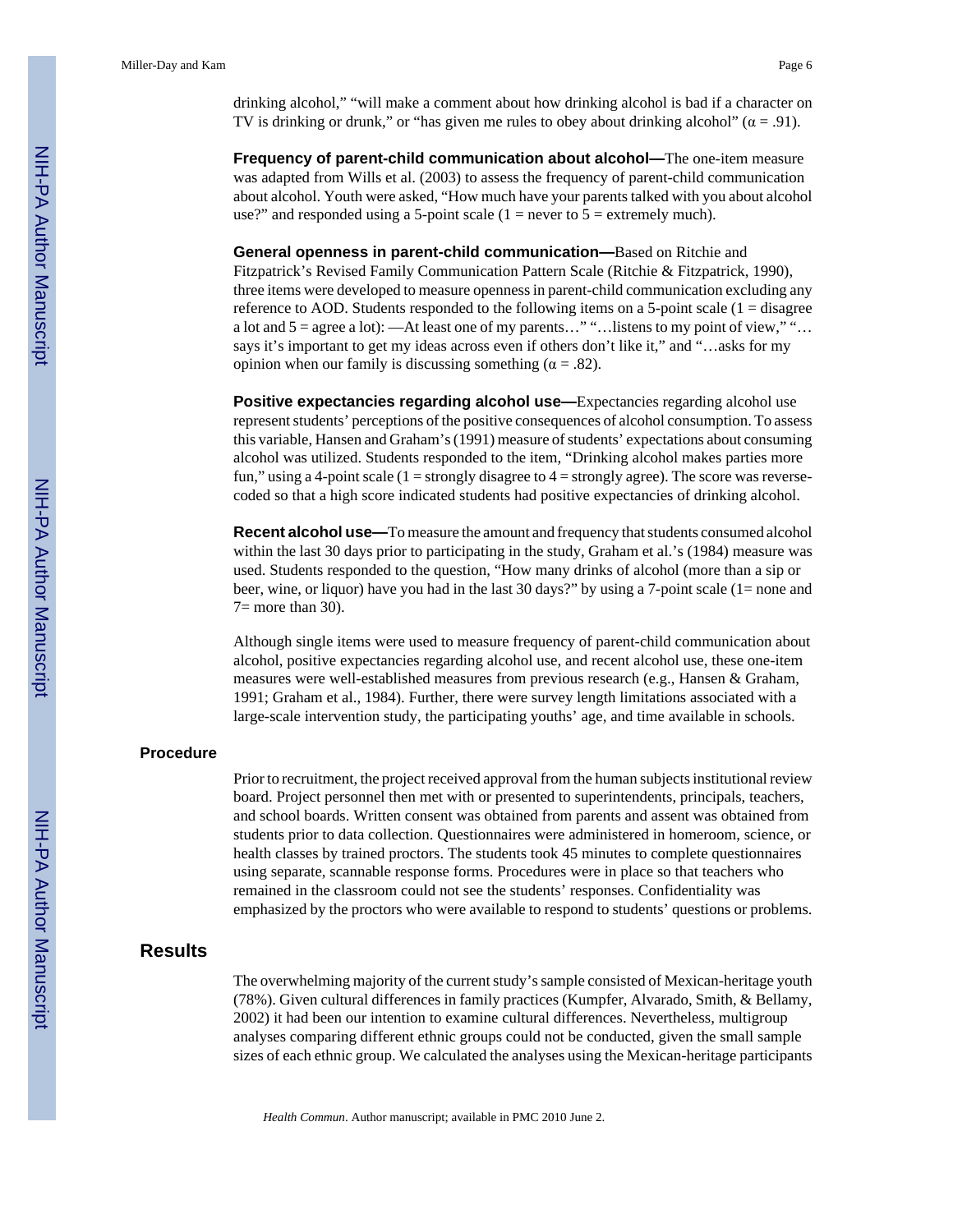drinking alcohol," "will make a comment about how drinking alcohol is bad if a character on TV is drinking or drunk," or "has given me rules to obey about drinking alcohol" ($\alpha = .91$).

**Frequency of parent-child communication about alcohol—**The one-item measure was adapted from Wills et al. (2003) to assess the frequency of parent-child communication about alcohol. Youth were asked, "How much have your parents talked with you about alcohol use?" and responded using a 5-point scale (1 = never to 5 = extremely much).

**General openness in parent-child communication—**Based on Ritchie and Fitzpatrick's Revised Family Communication Pattern Scale (Ritchie & Fitzpatrick, 1990), three items were developed to measure openness in parent-child communication excluding any reference to AOD. Students responded to the following items on a 5-point scale (1 = disagree a lot and 5 = agree a lot): —At least one of my parents…" "…listens to my point of view," "…says it's important to get my ideas across even if others don't like it," and "…asks for my opinion when our family is discussing something ($\alpha = .82$).

**Positive expectancies regarding alcohol use—**Expectancies regarding alcohol use represent students' perceptions of the positive consequences of alcohol consumption. To assess this variable, Hansen and Graham's (1991) measure of students' expectations about consuming alcohol was utilized. Students responded to the item, "Drinking alcohol makes parties more fun," using a 4-point scale (1 = strongly disagree to 4 = strongly agree). The score was reverse-coded so that a high score indicated students had positive expectancies of drinking alcohol.

**Recent alcohol use—**To measure the amount and frequency that students consumed alcohol within the last 30 days prior to participating in the study, Graham et al.'s (1984) measure was used. Students responded to the question, "How many drinks of alcohol (more than a sip or beer, wine, or liquor) have you had in the last 30 days?" by using a 7-point scale (1= none and 7= more than 30).

Although single items were used to measure frequency of parent-child communication about alcohol, positive expectancies regarding alcohol use, and recent alcohol use, these one-item measures were well-established measures from previous research (e.g., Hansen & Graham, 1991; Graham et al., 1984). Further, there were survey length limitations associated with a large-scale intervention study, the participating youths' age, and time available in schools.

### Procedure

Prior to recruitment, the project received approval from the human subjects institutional review board. Project personnel then met with or presented to superintendents, principals, teachers, and school boards. Written consent was obtained from parents and assent was obtained from students prior to data collection. Questionnaires were administered in homeroom, science, or health classes by trained proctors. The students took 45 minutes to complete questionnaires using separate, scannable response forms. Procedures were in place so that teachers who remained in the classroom could not see the students' responses. Confidentiality was emphasized by the proctors who were available to respond to students' questions or problems.

## Results

The overwhelming majority of the current study's sample consisted of Mexican-heritage youth (78%). Given cultural differences in family practices (Kumpfer, Alvarado, Smith, & Bellamy, 2002) it had been our intention to examine cultural differences. Nevertheless, multigroup analyses comparing different ethnic groups could not be conducted, given the small sample sizes of each ethnic group. We calculated the analyses using the Mexican-heritage participants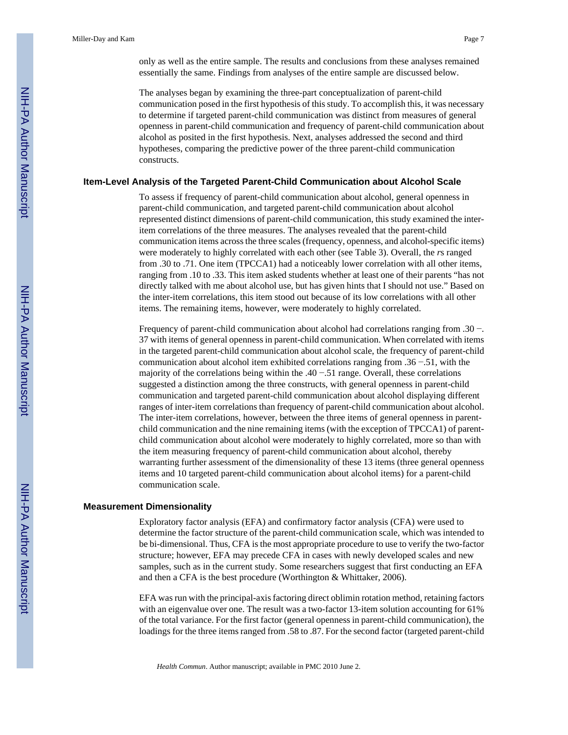only as well as the entire sample. The results and conclusions from these analyses remained essentially the same. Findings from analyses of the entire sample are discussed below.

The analyses began by examining the three-part conceptualization of parent-child communication posed in the first hypothesis of this study. To accomplish this, it was necessary to determine if targeted parent-child communication was distinct from measures of general openness in parent-child communication and frequency of parent-child communication about alcohol as posited in the first hypothesis. Next, analyses addressed the second and third hypotheses, comparing the predictive power of the three parent-child communication constructs.

## Item-Level Analysis of the Targeted Parent-Child Communication about Alcohol Scale

To assess if frequency of parent-child communication about alcohol, general openness in parent-child communication, and targeted parent-child communication about alcohol represented distinct dimensions of parent-child communication, this study examined the inter-item correlations of the three measures. The analyses revealed that the parent-child communication items across the three scales (frequency, openness, and alcohol-specific items) were moderately to highly correlated with each other (see Table 3). Overall, the *r*s ranged from .30 to .71. One item (TPCCA1) had a noticeably lower correlation with all other items, ranging from .10 to .33. This item asked students whether at least one of their parents "has not directly talked with me about alcohol use, but has given hints that I should not use." Based on the inter-item correlations, this item stood out because of its low correlations with all other items. The remaining items, however, were moderately to highly correlated.

Frequency of parent-child communication about alcohol had correlations ranging from .30 −.37 with items of general openness in parent-child communication. When correlated with items in the targeted parent-child communication about alcohol scale, the frequency of parent-child communication about alcohol item exhibited correlations ranging from .36 −.51, with the majority of the correlations being within the .40 −.51 range. Overall, these correlations suggested a distinction among the three constructs, with general openness in parent-child communication and targeted parent-child communication about alcohol displaying different ranges of inter-item correlations than frequency of parent-child communication about alcohol. The inter-item correlations, however, between the three items of general openness in parent-child communication and the nine remaining items (with the exception of TPCCA1) of parent-child communication about alcohol were moderately to highly correlated, more so than with the item measuring frequency of parent-child communication about alcohol, thereby warranting further assessment of the dimensionality of these 13 items (three general openness items and 10 targeted parent-child communication about alcohol items) for a parent-child communication scale.

## Measurement Dimensionality

Exploratory factor analysis (EFA) and confirmatory factor analysis (CFA) were used to determine the factor structure of the parent-child communication scale, which was intended to be bi-dimensional. Thus, CFA is the most appropriate procedure to use to verify the two-factor structure; however, EFA may precede CFA in cases with newly developed scales and new samples, such as in the current study. Some researchers suggest that first conducting an EFA and then a CFA is the best procedure (Worthington & Whittaker, 2006).

EFA was run with the principal-axis factoring direct oblimin rotation method, retaining factors with an eigenvalue over one. The result was a two-factor 13-item solution accounting for 61% of the total variance. For the first factor (general openness in parent-child communication), the loadings for the three items ranged from .58 to .87. For the second factor (targeted parent-child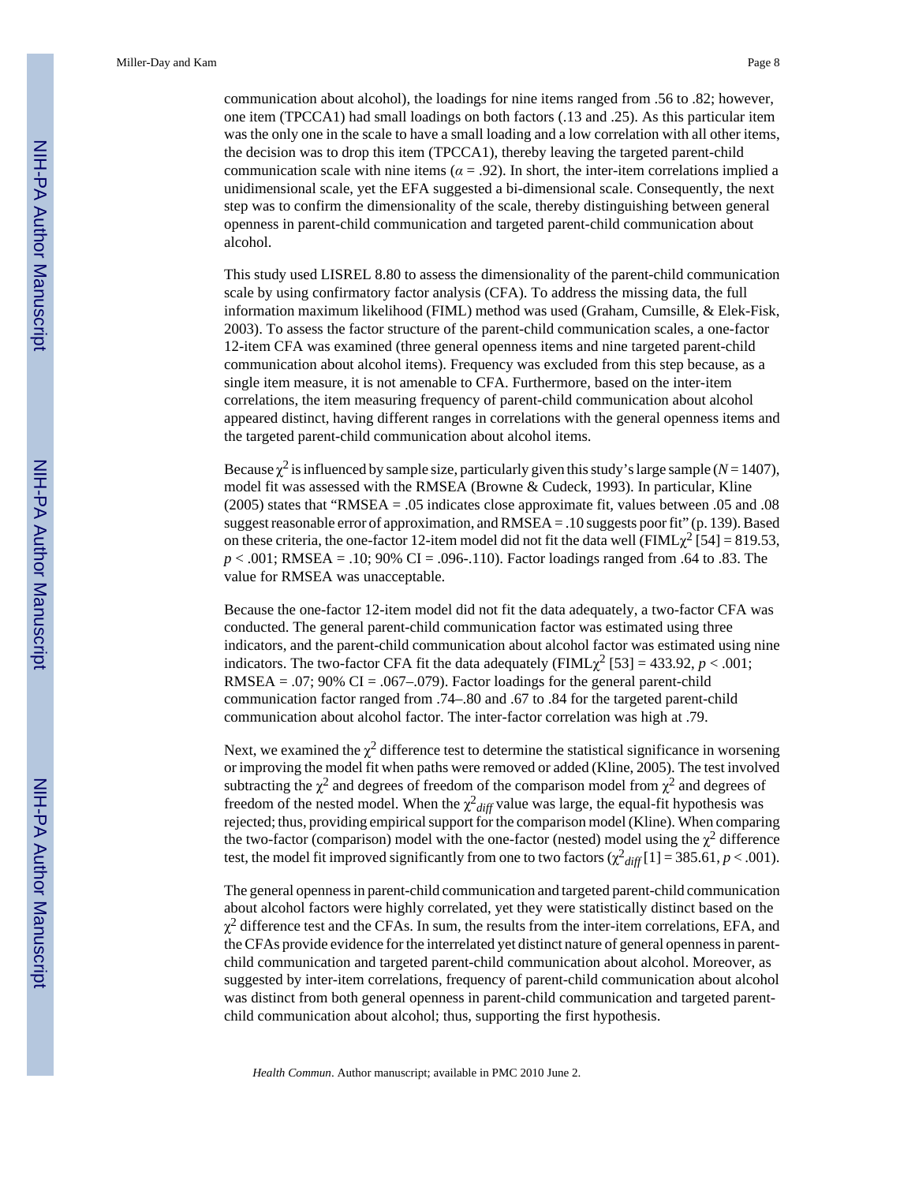communication about alcohol), the loadings for nine items ranged from .56 to .82; however, one item (TPCCA1) had small loadings on both factors (.13 and .25). As this particular item was the only one in the scale to have a small loading and a low correlation with all other items, the decision was to drop this item (TPCCA1), thereby leaving the targeted parent-child communication scale with nine items ($\alpha = .92$). In short, the inter-item correlations implied a unidimensional scale, yet the EFA suggested a bi-dimensional scale. Consequently, the next step was to confirm the dimensionality of the scale, thereby distinguishing between general openness in parent-child communication and targeted parent-child communication about alcohol.

This study used LISREL 8.80 to assess the dimensionality of the parent-child communication scale by using confirmatory factor analysis (CFA). To address the missing data, the full information maximum likelihood (FIML) method was used (Graham, Cumsille, & Elek-Fisk, 2003). To assess the factor structure of the parent-child communication scales, a one-factor 12-item CFA was examined (three general openness items and nine targeted parent-child communication about alcohol items). Frequency was excluded from this step because, as a single item measure, it is not amenable to CFA. Furthermore, based on the inter-item correlations, the item measuring frequency of parent-child communication about alcohol appeared distinct, having different ranges in correlations with the general openness items and the targeted parent-child communication about alcohol items.

Because $\chi^2$ is influenced by sample size, particularly given this study's large sample ($N = 1407$), model fit was assessed with the RMSEA (Browne & Cudeck, 1993). In particular, Kline (2005) states that "RMSEA = .05 indicates close approximate fit, values between .05 and .08 suggest reasonable error of approximation, and RMSEA = .10 suggests poor fit" (p. 139). Based on these criteria, the one-factor 12-item model did not fit the data well (FIML$\chi^2$ [54] = 819.53, $p < .001$; RMSEA = .10; 90% CI = .096-.110). Factor loadings ranged from .64 to .83. The value for RMSEA was unacceptable.

Because the one-factor 12-item model did not fit the data adequately, a two-factor CFA was conducted. The general parent-child communication factor was estimated using three indicators, and the parent-child communication about alcohol factor was estimated using nine indicators. The two-factor CFA fit the data adequately (FIML$\chi^2$ [53] = 433.92, $p < .001$; RMSEA = .07; 90% CI = .067–.079). Factor loadings for the general parent-child communication factor ranged from .74–.80 and .67 to .84 for the targeted parent-child communication about alcohol factor. The inter-factor correlation was high at .79.

Next, we examined the $\chi^2$ difference test to determine the statistical significance in worsening or improving the model fit when paths were removed or added (Kline, 2005). The test involved subtracting the $\chi^2$ and degrees of freedom of the comparison model from $\chi^2$ and degrees of freedom of the nested model. When the $\chi^2_{diff}$ value was large, the equal-fit hypothesis was rejected; thus, providing empirical support for the comparison model (Kline). When comparing the two-factor (comparison) model with the one-factor (nested) model using the $\chi^2$ difference test, the model fit improved significantly from one to two factors ($\chi^2_{diff}$ [1] = 385.61, $p < .001$).

The general openness in parent-child communication and targeted parent-child communication about alcohol factors were highly correlated, yet they were statistically distinct based on the $\chi^2$ difference test and the CFAs. In sum, the results from the inter-item correlations, EFA, and the CFAs provide evidence for the interrelated yet distinct nature of general openness in parent-child communication and targeted parent-child communication about alcohol. Moreover, as suggested by inter-item correlations, frequency of parent-child communication about alcohol was distinct from both general openness in parent-child communication and targeted parent-child communication about alcohol; thus, supporting the first hypothesis.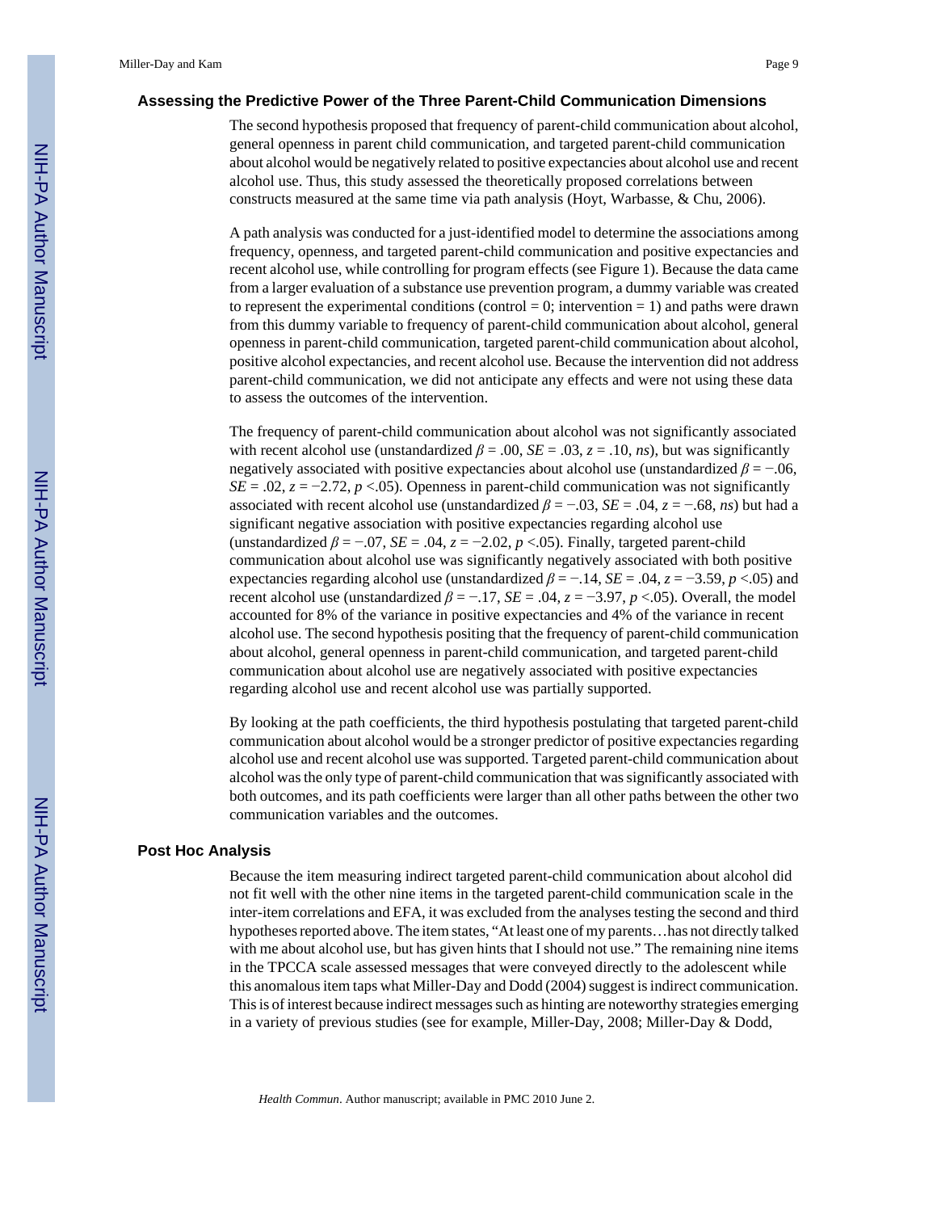## Assessing the Predictive Power of the Three Parent-Child Communication Dimensions

The second hypothesis proposed that frequency of parent-child communication about alcohol, general openness in parent child communication, and targeted parent-child communication about alcohol would be negatively related to positive expectancies about alcohol use and recent alcohol use. Thus, this study assessed the theoretically proposed correlations between constructs measured at the same time via path analysis (Hoyt, Warbasse, & Chu, 2006).

A path analysis was conducted for a just-identified model to determine the associations among frequency, openness, and targeted parent-child communication and positive expectancies and recent alcohol use, while controlling for program effects (see Figure 1). Because the data came from a larger evaluation of a substance use prevention program, a dummy variable was created to represent the experimental conditions (control = 0; intervention = 1) and paths were drawn from this dummy variable to frequency of parent-child communication about alcohol, general openness in parent-child communication, targeted parent-child communication about alcohol, positive alcohol expectancies, and recent alcohol use. Because the intervention did not address parent-child communication, we did not anticipate any effects and were not using these data to assess the outcomes of the intervention.

The frequency of parent-child communication about alcohol was not significantly associated with recent alcohol use (unstandardized $\beta = .00$, $SE = .03$, $z = .10$, *ns*), but was significantly negatively associated with positive expectancies about alcohol use (unstandardized $\beta = -.06$, $SE = .02$, $z = -2.72$, $p < .05$). Openness in parent-child communication was not significantly associated with recent alcohol use (unstandardized $\beta = -.03$, $SE = .04$, $z = -.68$, *ns*) but had a significant negative association with positive expectancies regarding alcohol use (unstandardized $\beta = -.07$, $SE = .04$, $z = -2.02$, $p < .05$). Finally, targeted parent-child communication about alcohol use was significantly negatively associated with both positive expectancies regarding alcohol use (unstandardized $\beta = -.14$, $SE = .04$, $z = -3.59$, $p < .05$) and recent alcohol use (unstandardized $\beta = -.17$, $SE = .04$, $z = -3.97$, $p < .05$). Overall, the model accounted for 8% of the variance in positive expectancies and 4% of the variance in recent alcohol use. The second hypothesis positing that the frequency of parent-child communication about alcohol, general openness in parent-child communication, and targeted parent-child communication about alcohol use are negatively associated with positive expectancies regarding alcohol use and recent alcohol use was partially supported.

By looking at the path coefficients, the third hypothesis postulating that targeted parent-child communication about alcohol would be a stronger predictor of positive expectancies regarding alcohol use and recent alcohol use was supported. Targeted parent-child communication about alcohol was the only type of parent-child communication that was significantly associated with both outcomes, and its path coefficients were larger than all other paths between the other two communication variables and the outcomes.

## Post Hoc Analysis

Because the item measuring indirect targeted parent-child communication about alcohol did not fit well with the other nine items in the targeted parent-child communication scale in the inter-item correlations and EFA, it was excluded from the analyses testing the second and third hypotheses reported above. The item states, "At least one of my parents…has not directly talked with me about alcohol use, but has given hints that I should not use." The remaining nine items in the TPCCA scale assessed messages that were conveyed directly to the adolescent while this anomalous item taps what Miller-Day and Dodd (2004) suggest is indirect communication. This is of interest because indirect messages such as hinting are noteworthy strategies emerging in a variety of previous studies (see for example, Miller-Day, 2008; Miller-Day & Dodd,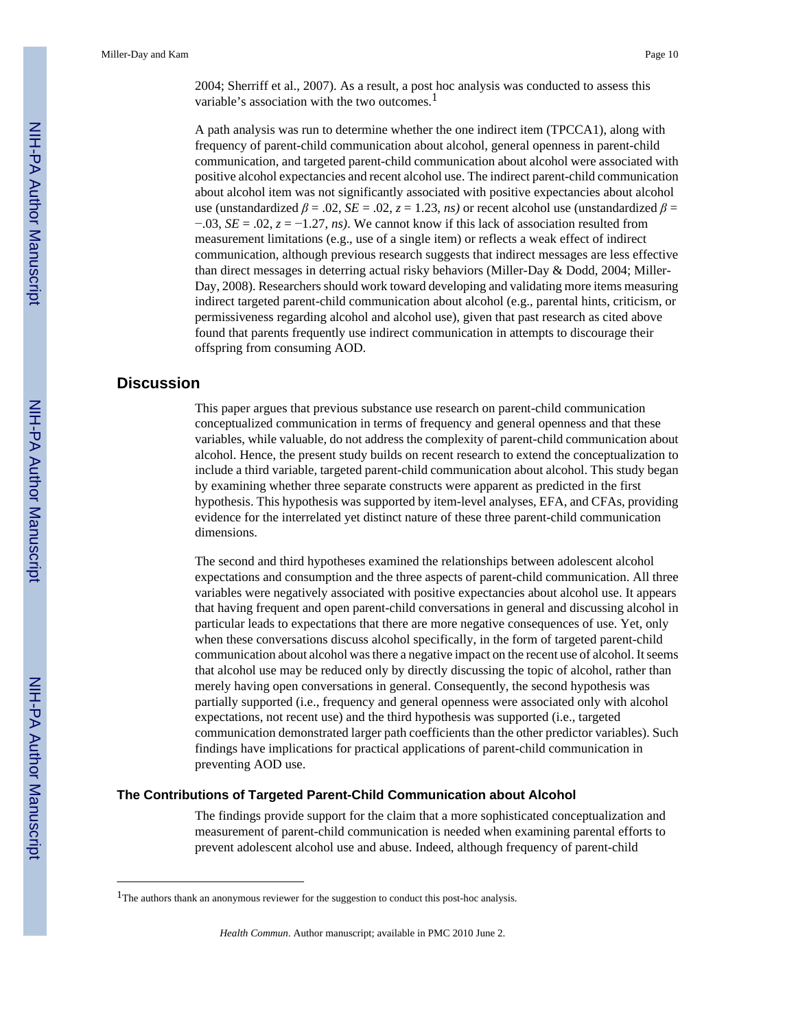2004; Sherriff et al., 2007). As a result, a post hoc analysis was conducted to assess this variable's association with the two outcomes.[1]

A path analysis was run to determine whether the one indirect item (TPCCA1), along with frequency of parent-child communication about alcohol, general openness in parent-child communication, and targeted parent-child communication about alcohol were associated with positive alcohol expectancies and recent alcohol use. The indirect parent-child communication about alcohol item was not significantly associated with positive expectancies about alcohol use (unstandardized $\beta = .02$, $SE = .02$, $z = 1.23$, *ns)* or recent alcohol use (unstandardized $\beta = -.03$, $SE = .02$, $z = -1.27$, *ns)*. We cannot know if this lack of association resulted from measurement limitations (e.g., use of a single item) or reflects a weak effect of indirect communication, although previous research suggests that indirect messages are less effective than direct messages in deterring actual risky behaviors (Miller-Day & Dodd, 2004; Miller-Day, 2008). Researchers should work toward developing and validating more items measuring indirect targeted parent-child communication about alcohol (e.g., parental hints, criticism, or permissiveness regarding alcohol and alcohol use), given that past research as cited above found that parents frequently use indirect communication in attempts to discourage their offspring from consuming AOD.

## Discussion

This paper argues that previous substance use research on parent-child communication conceptualized communication in terms of frequency and general openness and that these variables, while valuable, do not address the complexity of parent-child communication about alcohol. Hence, the present study builds on recent research to extend the conceptualization to include a third variable, targeted parent-child communication about alcohol. This study began by examining whether three separate constructs were apparent as predicted in the first hypothesis. This hypothesis was supported by item-level analyses, EFA, and CFAs, providing evidence for the interrelated yet distinct nature of these three parent-child communication dimensions.

The second and third hypotheses examined the relationships between adolescent alcohol expectations and consumption and the three aspects of parent-child communication. All three variables were negatively associated with positive expectancies about alcohol use. It appears that having frequent and open parent-child conversations in general and discussing alcohol in particular leads to expectations that there are more negative consequences of use. Yet, only when these conversations discuss alcohol specifically, in the form of targeted parent-child communication about alcohol was there a negative impact on the recent use of alcohol. It seems that alcohol use may be reduced only by directly discussing the topic of alcohol, rather than merely having open conversations in general. Consequently, the second hypothesis was partially supported (i.e., frequency and general openness were associated only with alcohol expectations, not recent use) and the third hypothesis was supported (i.e., targeted communication demonstrated larger path coefficients than the other predictor variables). Such findings have implications for practical applications of parent-child communication in preventing AOD use.

### The Contributions of Targeted Parent-Child Communication about Alcohol

The findings provide support for the claim that a more sophisticated conceptualization and measurement of parent-child communication is needed when examining parental efforts to prevent adolescent alcohol use and abuse. Indeed, although frequency of parent-child

---

[1]The authors thank an anonymous reviewer for the suggestion to conduct this post-hoc analysis.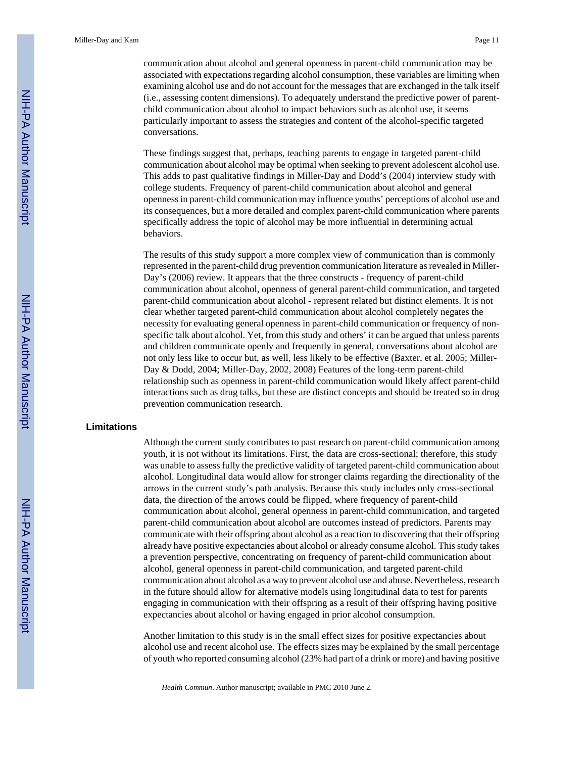communication about alcohol and general openness in parent-child communication may be associated with expectations regarding alcohol consumption, these variables are limiting when examining alcohol use and do not account for the messages that are exchanged in the talk itself (i.e., assessing content dimensions). To adequately understand the predictive power of parent-child communication about alcohol to impact behaviors such as alcohol use, it seems particularly important to assess the strategies and content of the alcohol-specific targeted conversations.

These findings suggest that, perhaps, teaching parents to engage in targeted parent-child communication about alcohol may be optimal when seeking to prevent adolescent alcohol use. This adds to past qualitative findings in Miller-Day and Dodd's (2004) interview study with college students. Frequency of parent-child communication about alcohol and general openness in parent-child communication may influence youths' perceptions of alcohol use and its consequences, but a more detailed and complex parent-child communication where parents specifically address the topic of alcohol may be more influential in determining actual behaviors.

The results of this study support a more complex view of communication than is commonly represented in the parent-child drug prevention communication literature as revealed in Miller-Day's (2006) review. It appears that the three constructs - frequency of parent-child communication about alcohol, openness of general parent-child communication, and targeted parent-child communication about alcohol - represent related but distinct elements. It is not clear whether targeted parent-child communication about alcohol completely negates the necessity for evaluating general openness in parent-child communication or frequency of non-specific talk about alcohol. Yet, from this study and others' it can be argued that unless parents and children communicate openly and frequently in general, conversations about alcohol are not only less like to occur but, as well, less likely to be effective (Baxter, et al. 2005; Miller-Day & Dodd, 2004; Miller-Day, 2002, 2008) Features of the long-term parent-child relationship such as openness in parent-child communication would likely affect parent-child interactions such as drug talks, but these are distinct concepts and should be treated so in drug prevention communication research.

### Limitations

Although the current study contributes to past research on parent-child communication among youth, it is not without its limitations. First, the data are cross-sectional; therefore, this study was unable to assess fully the predictive validity of targeted parent-child communication about alcohol. Longitudinal data would allow for stronger claims regarding the directionality of the arrows in the current study's path analysis. Because this study includes only cross-sectional data, the direction of the arrows could be flipped, where frequency of parent-child communication about alcohol, general openness in parent-child communication, and targeted parent-child communication about alcohol are outcomes instead of predictors. Parents may communicate with their offspring about alcohol as a reaction to discovering that their offspring already have positive expectancies about alcohol or already consume alcohol. This study takes a prevention perspective, concentrating on frequency of parent-child communication about alcohol, general openness in parent-child communication, and targeted parent-child communication about alcohol as a way to prevent alcohol use and abuse. Nevertheless, research in the future should allow for alternative models using longitudinal data to test for parents engaging in communication with their offspring as a result of their offspring having positive expectancies about alcohol or having engaged in prior alcohol consumption.

Another limitation to this study is in the small effect sizes for positive expectancies about alcohol use and recent alcohol use. The effects sizes may be explained by the small percentage of youth who reported consuming alcohol (23% had part of a drink or more) and having positive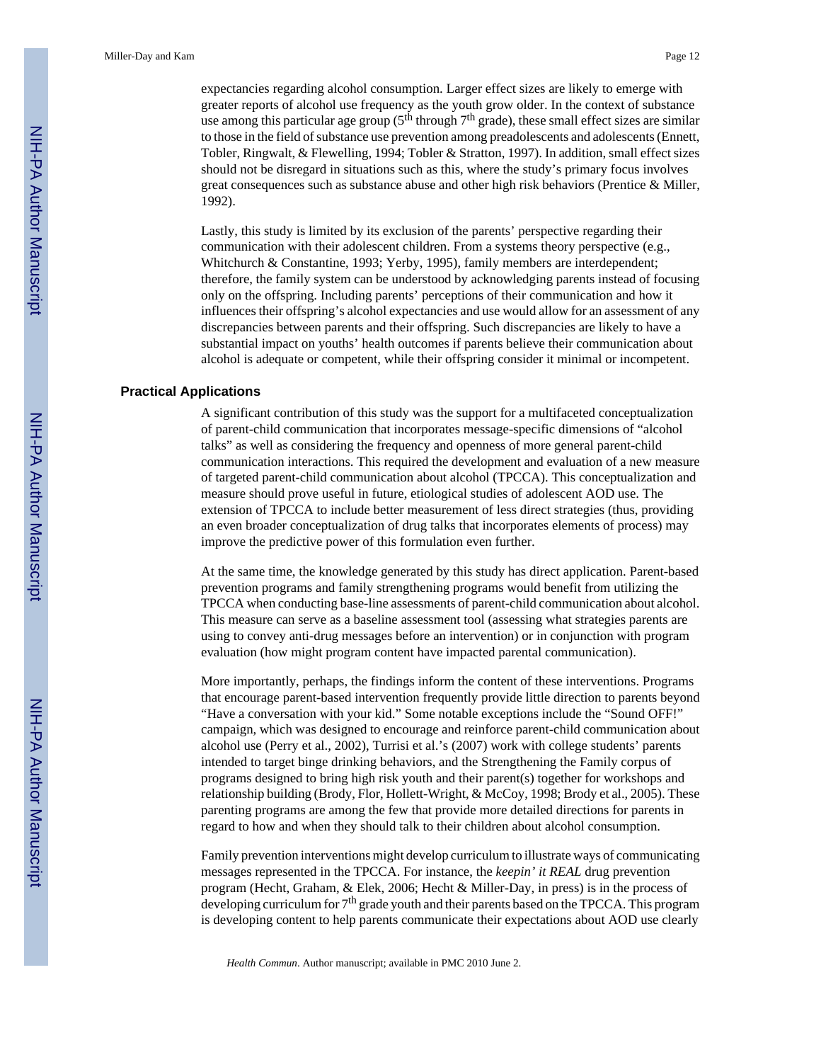expectancies regarding alcohol consumption. Larger effect sizes are likely to emerge with greater reports of alcohol use frequency as the youth grow older. In the context of substance use among this particular age group (5th through 7th grade), these small effect sizes are similar to those in the field of substance use prevention among preadolescents and adolescents (Ennett, Tobler, Ringwalt, & Flewelling, 1994; Tobler & Stratton, 1997). In addition, small effect sizes should not be disregard in situations such as this, where the study's primary focus involves great consequences such as substance abuse and other high risk behaviors (Prentice & Miller, 1992).

Lastly, this study is limited by its exclusion of the parents' perspective regarding their communication with their adolescent children. From a systems theory perspective (e.g., Whitchurch & Constantine, 1993; Yerby, 1995), family members are interdependent; therefore, the family system can be understood by acknowledging parents instead of focusing only on the offspring. Including parents' perceptions of their communication and how it influences their offspring's alcohol expectancies and use would allow for an assessment of any discrepancies between parents and their offspring. Such discrepancies are likely to have a substantial impact on youths' health outcomes if parents believe their communication about alcohol is adequate or competent, while their offspring consider it minimal or incompetent.

## Practical Applications

A significant contribution of this study was the support for a multifaceted conceptualization of parent-child communication that incorporates message-specific dimensions of "alcohol talks" as well as considering the frequency and openness of more general parent-child communication interactions. This required the development and evaluation of a new measure of targeted parent-child communication about alcohol (TPCCA). This conceptualization and measure should prove useful in future, etiological studies of adolescent AOD use. The extension of TPCCA to include better measurement of less direct strategies (thus, providing an even broader conceptualization of drug talks that incorporates elements of process) may improve the predictive power of this formulation even further.

At the same time, the knowledge generated by this study has direct application. Parent-based prevention programs and family strengthening programs would benefit from utilizing the TPCCA when conducting base-line assessments of parent-child communication about alcohol. This measure can serve as a baseline assessment tool (assessing what strategies parents are using to convey anti-drug messages before an intervention) or in conjunction with program evaluation (how might program content have impacted parental communication).

More importantly, perhaps, the findings inform the content of these interventions. Programs that encourage parent-based intervention frequently provide little direction to parents beyond "Have a conversation with your kid." Some notable exceptions include the "Sound OFF!" campaign, which was designed to encourage and reinforce parent-child communication about alcohol use (Perry et al., 2002), Turrisi et al.'s (2007) work with college students' parents intended to target binge drinking behaviors, and the Strengthening the Family corpus of programs designed to bring high risk youth and their parent(s) together for workshops and relationship building (Brody, Flor, Hollett-Wright, & McCoy, 1998; Brody et al., 2005). These parenting programs are among the few that provide more detailed directions for parents in regard to how and when they should talk to their children about alcohol consumption.

Family prevention interventions might develop curriculum to illustrate ways of communicating messages represented in the TPCCA. For instance, the *keepin' it REAL* drug prevention program (Hecht, Graham, & Elek, 2006; Hecht & Miller-Day, in press) is in the process of developing curriculum for 7th grade youth and their parents based on the TPCCA. This program is developing content to help parents communicate their expectations about AOD use clearly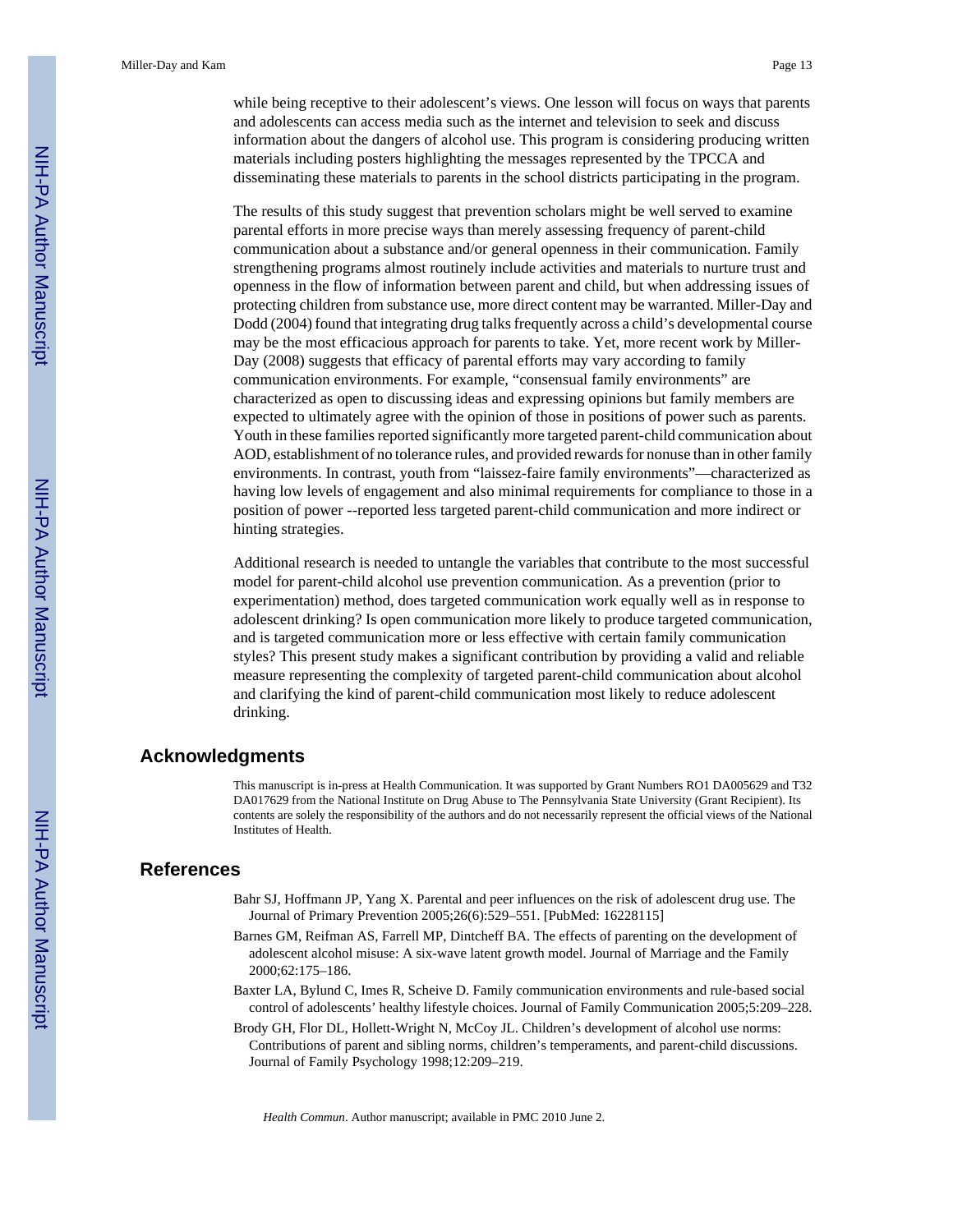while being receptive to their adolescent's views. One lesson will focus on ways that parents and adolescents can access media such as the internet and television to seek and discuss information about the dangers of alcohol use. This program is considering producing written materials including posters highlighting the messages represented by the TPCCA and disseminating these materials to parents in the school districts participating in the program.

The results of this study suggest that prevention scholars might be well served to examine parental efforts in more precise ways than merely assessing frequency of parent-child communication about a substance and/or general openness in their communication. Family strengthening programs almost routinely include activities and materials to nurture trust and openness in the flow of information between parent and child, but when addressing issues of protecting children from substance use, more direct content may be warranted. Miller-Day and Dodd (2004) found that integrating drug talks frequently across a child's developmental course may be the most efficacious approach for parents to take. Yet, more recent work by Miller-Day (2008) suggests that efficacy of parental efforts may vary according to family communication environments. For example, "consensual family environments" are characterized as open to discussing ideas and expressing opinions but family members are expected to ultimately agree with the opinion of those in positions of power such as parents. Youth in these families reported significantly more targeted parent-child communication about AOD, establishment of no tolerance rules, and provided rewards for nonuse than in other family environments. In contrast, youth from "laissez-faire family environments"—characterized as having low levels of engagement and also minimal requirements for compliance to those in a position of power --reported less targeted parent-child communication and more indirect or hinting strategies.

Additional research is needed to untangle the variables that contribute to the most successful model for parent-child alcohol use prevention communication. As a prevention (prior to experimentation) method, does targeted communication work equally well as in response to adolescent drinking? Is open communication more likely to produce targeted communication, and is targeted communication more or less effective with certain family communication styles? This present study makes a significant contribution by providing a valid and reliable measure representing the complexity of targeted parent-child communication about alcohol and clarifying the kind of parent-child communication most likely to reduce adolescent drinking.

## Acknowledgments

This manuscript is in-press at Health Communication. It was supported by Grant Numbers RO1 DA005629 and T32 DA017629 from the National Institute on Drug Abuse to The Pennsylvania State University (Grant Recipient). Its contents are solely the responsibility of the authors and do not necessarily represent the official views of the National Institutes of Health.

## References

Bahr SJ, Hoffmann JP, Yang X. Parental and peer influences on the risk of adolescent drug use. The Journal of Primary Prevention 2005;26(6):529–551. [PubMed: 16228115]

Barnes GM, Reifman AS, Farrell MP, Dintcheff BA. The effects of parenting on the development of adolescent alcohol misuse: A six-wave latent growth model. Journal of Marriage and the Family 2000;62:175–186.

Baxter LA, Bylund C, Imes R, Scheive D. Family communication environments and rule-based social control of adolescents' healthy lifestyle choices. Journal of Family Communication 2005;5:209–228.

Brody GH, Flor DL, Hollett-Wright N, McCoy JL. Children's development of alcohol use norms: Contributions of parent and sibling norms, children's temperaments, and parent-child discussions. Journal of Family Psychology 1998;12:209–219.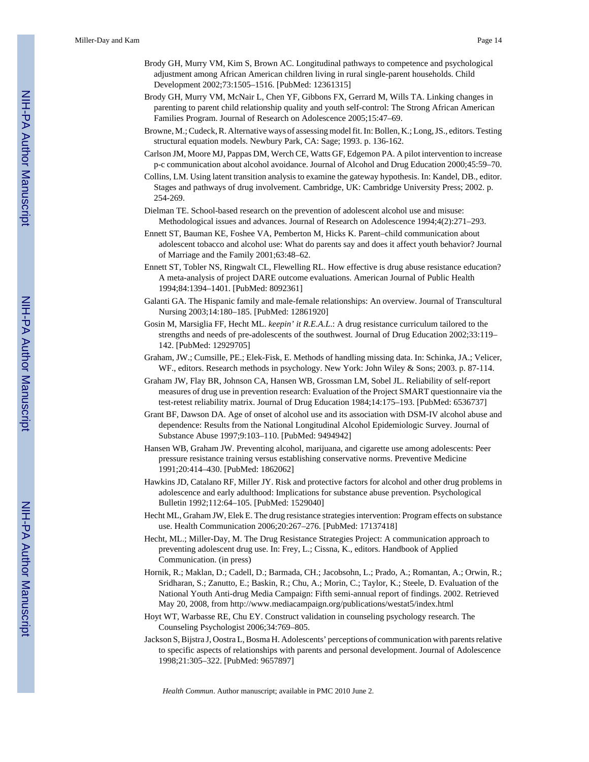Brody GH, Murry VM, Kim S, Brown AC. Longitudinal pathways to competence and psychological adjustment among African American children living in rural single-parent households. Child Development 2002;73:1505–1516. [PubMed: 12361315]

Brody GH, Murry VM, McNair L, Chen YF, Gibbons FX, Gerrard M, Wills TA. Linking changes in parenting to parent child relationship quality and youth self-control: The Strong African American Families Program. Journal of Research on Adolescence 2005;15:47–69.

Browne, M.; Cudeck, R. Alternative ways of assessing model fit. In: Bollen, K.; Long, JS., editors. Testing structural equation models. Newbury Park, CA: Sage; 1993. p. 136-162.

Carlson JM, Moore MJ, Pappas DM, Werch CE, Watts GF, Edgemon PA. A pilot intervention to increase p-c communication about alcohol avoidance. Journal of Alcohol and Drug Education 2000;45:59–70.

Collins, LM. Using latent transition analysis to examine the gateway hypothesis. In: Kandel, DB., editor. Stages and pathways of drug involvement. Cambridge, UK: Cambridge University Press; 2002. p. 254-269.

Dielman TE. School-based research on the prevention of adolescent alcohol use and misuse: Methodological issues and advances. Journal of Research on Adolescence 1994;4(2):271–293.

Ennett ST, Bauman KE, Foshee VA, Pemberton M, Hicks K. Parent–child communication about adolescent tobacco and alcohol use: What do parents say and does it affect youth behavior? Journal of Marriage and the Family 2001;63:48–62.

Ennett ST, Tobler NS, Ringwalt CL, Flewelling RL. How effective is drug abuse resistance education? A meta-analysis of project DARE outcome evaluations. American Journal of Public Health 1994;84:1394–1401. [PubMed: 8092361]

Galanti GA. The Hispanic family and male-female relationships: An overview. Journal of Transcultural Nursing 2003;14:180–185. [PubMed: 12861920]

Gosin M, Marsiglia FF, Hecht ML. *keepin' it R.E.A.L.*: A drug resistance curriculum tailored to the strengths and needs of pre-adolescents of the southwest. Journal of Drug Education 2002;33:119–142. [PubMed: 12929705]

Graham, JW.; Cumsille, PE.; Elek-Fisk, E. Methods of handling missing data. In: Schinka, JA.; Velicer, WF., editors. Research methods in psychology. New York: John Wiley & Sons; 2003. p. 87-114.

Graham JW, Flay BR, Johnson CA, Hansen WB, Grossman LM, Sobel JL. Reliability of self-report measures of drug use in prevention research: Evaluation of the Project SMART questionnaire via the test-retest reliability matrix. Journal of Drug Education 1984;14:175–193. [PubMed: 6536737]

Grant BF, Dawson DA. Age of onset of alcohol use and its association with DSM-IV alcohol abuse and dependence: Results from the National Longitudinal Alcohol Epidemiologic Survey. Journal of Substance Abuse 1997;9:103–110. [PubMed: 9494942]

Hansen WB, Graham JW. Preventing alcohol, marijuana, and cigarette use among adolescents: Peer pressure resistance training versus establishing conservative norms. Preventive Medicine 1991;20:414–430. [PubMed: 1862062]

Hawkins JD, Catalano RF, Miller JY. Risk and protective factors for alcohol and other drug problems in adolescence and early adulthood: Implications for substance abuse prevention. Psychological Bulletin 1992;112:64–105. [PubMed: 1529040]

Hecht ML, Graham JW, Elek E. The drug resistance strategies intervention: Program effects on substance use. Health Communication 2006;20:267–276. [PubMed: 17137418]

Hecht, ML.; Miller-Day, M. The Drug Resistance Strategies Project: A communication approach to preventing adolescent drug use. In: Frey, L.; Cissna, K., editors. Handbook of Applied Communication. (in press)

Hornik, R.; Maklan, D.; Cadell, D.; Barmada, CH.; Jacobsohn, L.; Prado, A.; Romantan, A.; Orwin, R.; Sridharan, S.; Zanutto, E.; Baskin, R.; Chu, A.; Morin, C.; Taylor, K.; Steele, D. Evaluation of the National Youth Anti-drug Media Campaign: Fifth semi-annual report of findings. 2002. Retrieved May 20, 2008, from http://www.mediacampaign.org/publications/westat5/index.html

Hoyt WT, Warbasse RE, Chu EY. Construct validation in counseling psychology research. The Counseling Psychologist 2006;34:769–805.

Jackson S, Bijstra J, Oostra L, Bosma H. Adolescents' perceptions of communication with parents relative to specific aspects of relationships with parents and personal development. Journal of Adolescence 1998;21:305–322. [PubMed: 9657897]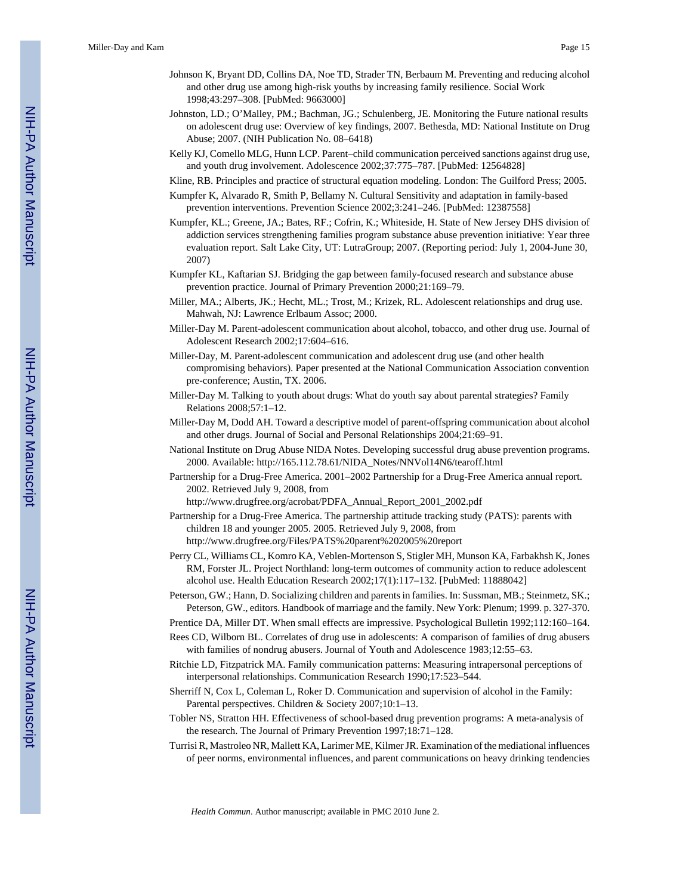Johnson K, Bryant DD, Collins DA, Noe TD, Strader TN, Berbaum M. Preventing and reducing alcohol and other drug use among high-risk youths by increasing family resilience. Social Work 1998;43:297–308. [PubMed: 9663000]

Johnston, LD.; O'Malley, PM.; Bachman, JG.; Schulenberg, JE. Monitoring the Future national results on adolescent drug use: Overview of key findings, 2007. Bethesda, MD: National Institute on Drug Abuse; 2007. (NIH Publication No. 08–6418)

Kelly KJ, Comello MLG, Hunn LCP. Parent–child communication perceived sanctions against drug use, and youth drug involvement. Adolescence 2002;37:775–787. [PubMed: 12564828]

Kline, RB. Principles and practice of structural equation modeling. London: The Guilford Press; 2005.

Kumpfer K, Alvarado R, Smith P, Bellamy N. Cultural Sensitivity and adaptation in family-based prevention interventions. Prevention Science 2002;3:241–246. [PubMed: 12387558]

Kumpfer, KL.; Greene, JA.; Bates, RF.; Cofrin, K.; Whiteside, H. State of New Jersey DHS division of addiction services strengthening families program substance abuse prevention initiative: Year three evaluation report. Salt Lake City, UT: LutraGroup; 2007. (Reporting period: July 1, 2004-June 30, 2007)

Kumpfer KL, Kaftarian SJ. Bridging the gap between family-focused research and substance abuse prevention practice. Journal of Primary Prevention 2000;21:169–79.

Miller, MA.; Alberts, JK.; Hecht, ML.; Trost, M.; Krizek, RL. Adolescent relationships and drug use. Mahwah, NJ: Lawrence Erlbaum Assoc; 2000.

Miller-Day M. Parent-adolescent communication about alcohol, tobacco, and other drug use. Journal of Adolescent Research 2002;17:604–616.

Miller-Day, M. Parent-adolescent communication and adolescent drug use (and other health compromising behaviors). Paper presented at the National Communication Association convention pre-conference; Austin, TX. 2006.

Miller-Day M. Talking to youth about drugs: What do youth say about parental strategies? Family Relations 2008;57:1–12.

Miller-Day M, Dodd AH. Toward a descriptive model of parent-offspring communication about alcohol and other drugs. Journal of Social and Personal Relationships 2004;21:69–91.

National Institute on Drug Abuse NIDA Notes. Developing successful drug abuse prevention programs. 2000. Available: http://165.112.78.61/NIDA_Notes/NNVol14N6/tearoff.html

Partnership for a Drug-Free America. 2001–2002 Partnership for a Drug-Free America annual report. 2002. Retrieved July 9, 2008, from http://www.drugfree.org/acrobat/PDFA_Annual_Report_2001_2002.pdf

Partnership for a Drug-Free America. The partnership attitude tracking study (PATS): parents with children 18 and younger 2005. 2005. Retrieved July 9, 2008, from http://www.drugfree.org/Files/PATS%20parent%202005%20report

Perry CL, Williams CL, Komro KA, Veblen-Mortenson S, Stigler MH, Munson KA, Farbakhsh K, Jones RM, Forster JL. Project Northland: long-term outcomes of community action to reduce adolescent alcohol use. Health Education Research 2002;17(1):117–132. [PubMed: 11888042]

Peterson, GW.; Hann, D. Socializing children and parents in families. In: Sussman, MB.; Steinmetz, SK.; Peterson, GW., editors. Handbook of marriage and the family. New York: Plenum; 1999. p. 327-370.

Prentice DA, Miller DT. When small effects are impressive. Psychological Bulletin 1992;112:160–164.

Rees CD, Wilborn BL. Correlates of drug use in adolescents: A comparison of families of drug abusers with families of nondrug abusers. Journal of Youth and Adolescence 1983;12:55–63.

Ritchie LD, Fitzpatrick MA. Family communication patterns: Measuring intrapersonal perceptions of interpersonal relationships. Communication Research 1990;17:523–544.

Sherriff N, Cox L, Coleman L, Roker D. Communication and supervision of alcohol in the Family: Parental perspectives. Children & Society 2007;10:1–13.

Tobler NS, Stratton HH. Effectiveness of school-based drug prevention programs: A meta-analysis of the research. The Journal of Primary Prevention 1997;18:71–128.

Turrisi R, Mastroleo NR, Mallett KA, Larimer ME, Kilmer JR. Examination of the mediational influences of peer norms, environmental influences, and parent communications on heavy drinking tendencies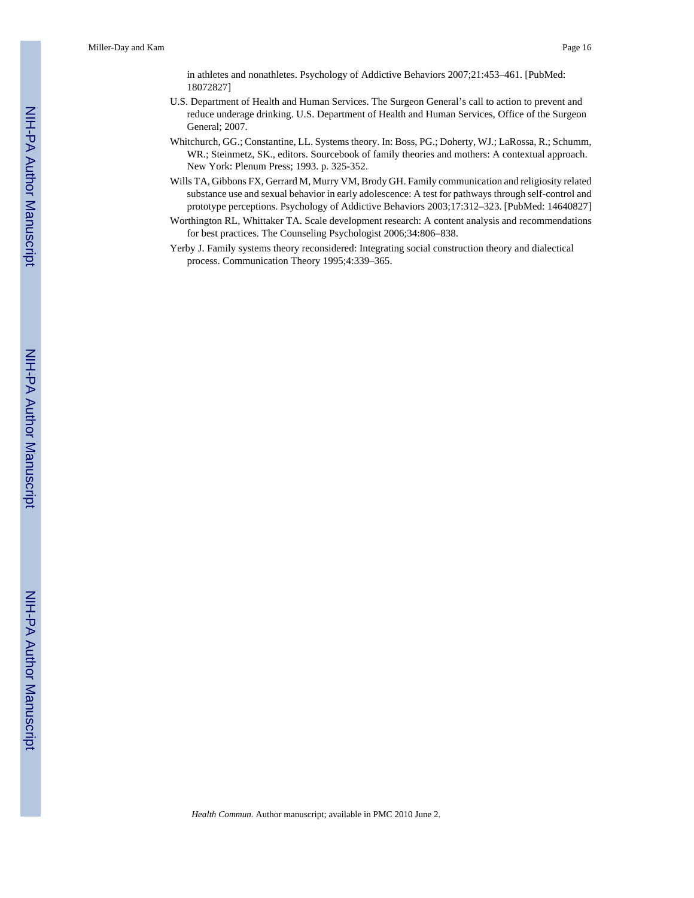in athletes and nonathletes. Psychology of Addictive Behaviors 2007;21:453–461. [PubMed: 18072827]

U.S. Department of Health and Human Services. The Surgeon General's call to action to prevent and reduce underage drinking. U.S. Department of Health and Human Services, Office of the Surgeon General; 2007.

Whitchurch, GG.; Constantine, LL. Systems theory. In: Boss, PG.; Doherty, WJ.; LaRossa, R.; Schumm, WR.; Steinmetz, SK., editors. Sourcebook of family theories and mothers: A contextual approach. New York: Plenum Press; 1993. p. 325-352.

Wills TA, Gibbons FX, Gerrard M, Murry VM, Brody GH. Family communication and religiosity related substance use and sexual behavior in early adolescence: A test for pathways through self-control and prototype perceptions. Psychology of Addictive Behaviors 2003;17:312–323. [PubMed: 14640827]

Worthington RL, Whittaker TA. Scale development research: A content analysis and recommendations for best practices. The Counseling Psychologist 2006;34:806–838.

Yerby J. Family systems theory reconsidered: Integrating social construction theory and dialectical process. Communication Theory 1995;4:339–365.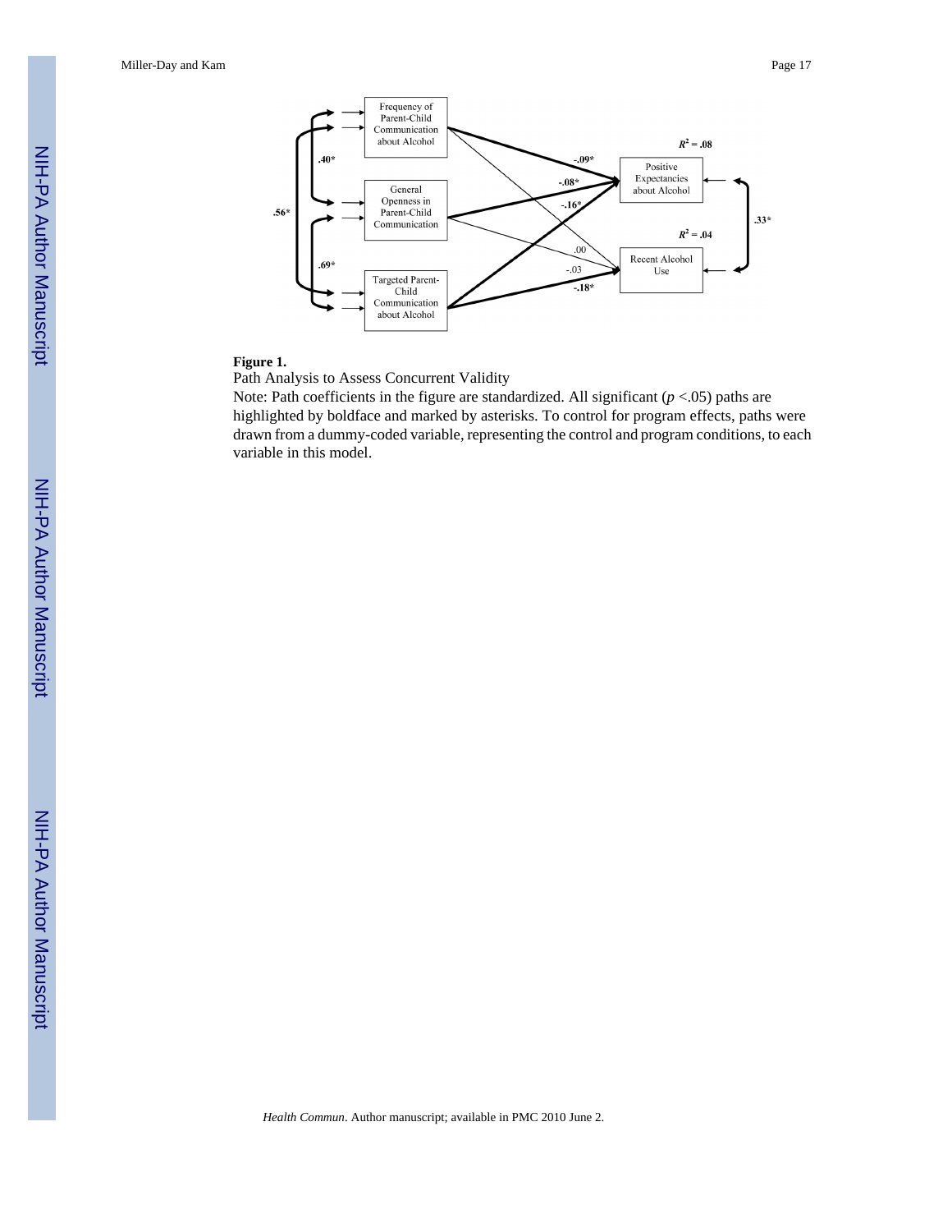**Figure 1.**

Path Analysis to Assess Concurrent Validity

Note: Path coefficients in the figure are standardized. All significant ($p$ <.05) paths are highlighted by boldface and marked by asterisks. To control for program effects, paths were drawn from a dummy-coded variable, representing the control and program conditions, to each variable in this model.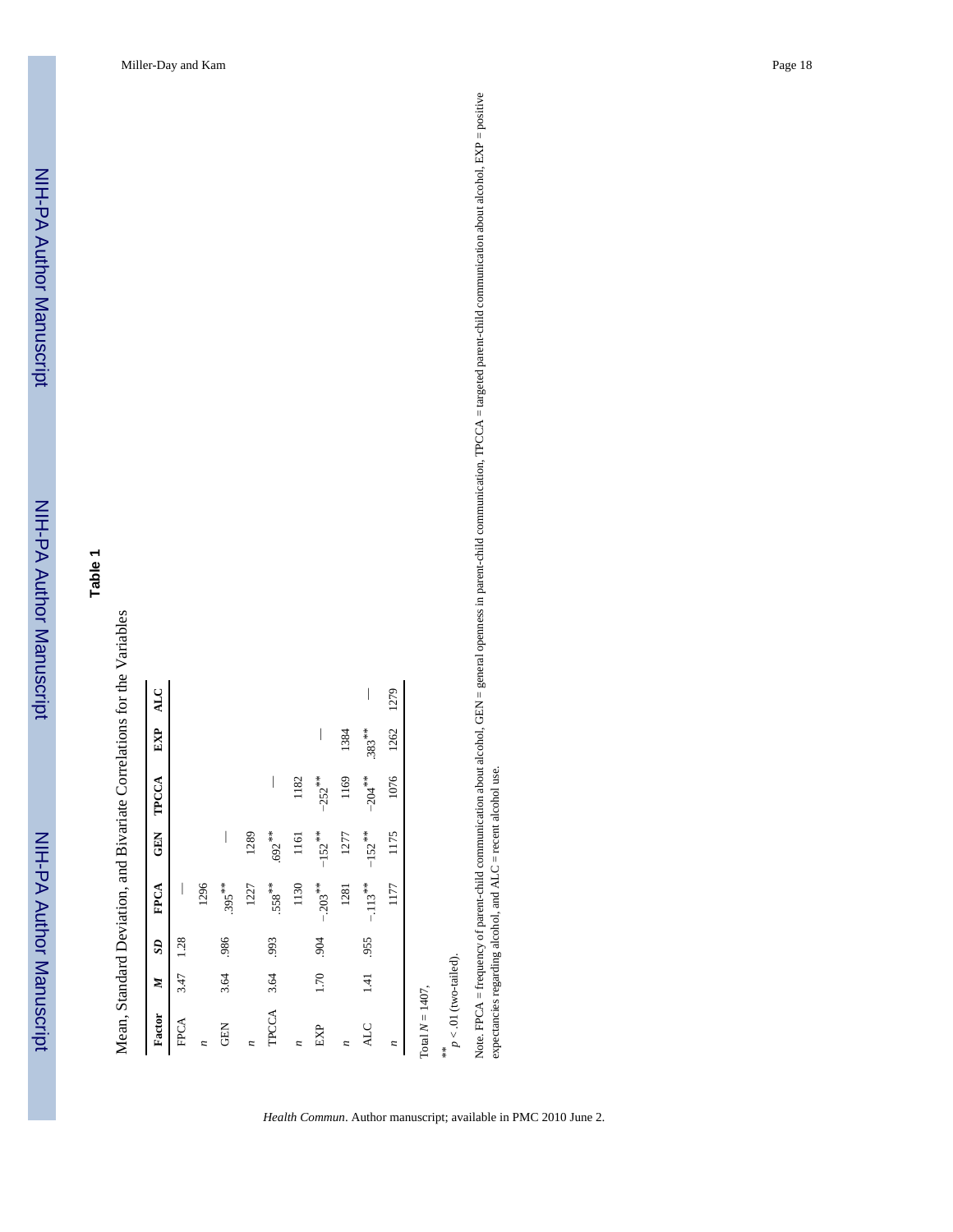## Table 1

Mean, Standard Deviation, and Bivariate Correlations for the Variables

| Factor | *M* | *SD* | FPCA | GEN | TPCCA | EXP | ALC |
|---|---|---|---|---|---|---|---|
| FPCA | 3.47 | 1.28 | — | | | | |
| *n* | | | 1296 | | | | |
| GEN | 3.64 | .986 | .395** | — | | | |
| *n* | | | 1227 | 1289 | | | |
| TPCCA | 3.64 | .993 | .558** | .692** | — | | |
| *n* | | | 1130 | 1161 | 1182 | | |
| EXP | 1.70 | .904 | −.203** | −152** | −252** | — | |
| *n* | | | 1281 | 1277 | 1169 | 1384 | |
| ALC | 1.41 | .955 | −.113** | −152** | −204** | .383** | — |
| *n* | | | 1177 | 1175 | 1076 | 1262 | 1279 |

Total $N = 1407$,

** $p < .01$ (two-tailed).

Note. FPCA = frequency of parent-child communication about alcohol, GEN = general openness in parent-child communication, TPCCA = targeted parent-child communication about alcohol, EXP = positive expectancies regarding alcohol, and ALC = recent alcohol use.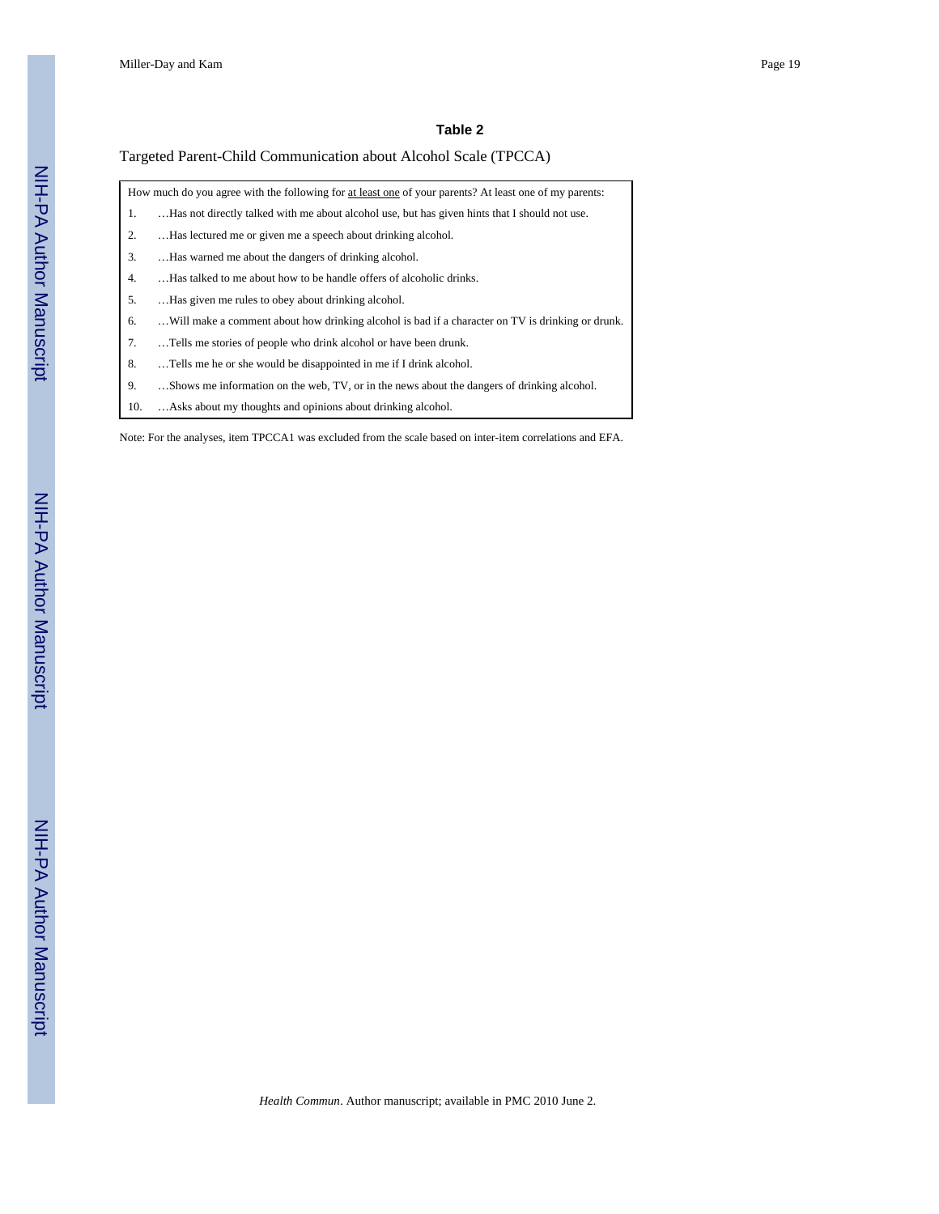**Table 2**

Targeted Parent-Child Communication about Alcohol Scale (TPCCA)

| How much do you agree with the following for <u>at least one</u> of your parents? At least one of my parents: | |
|---|---|
| 1. | …Has not directly talked with me about alcohol use, but has given hints that I should not use. |
| 2. | …Has lectured me or given me a speech about drinking alcohol. |
| 3. | …Has warned me about the dangers of drinking alcohol. |
| 4. | …Has talked to me about how to be handle offers of alcoholic drinks. |
| 5. | …Has given me rules to obey about drinking alcohol. |
| 6. | …Will make a comment about how drinking alcohol is bad if a character on TV is drinking or drunk. |
| 7. | …Tells me stories of people who drink alcohol or have been drunk. |
| 8. | …Tells me he or she would be disappointed in me if I drink alcohol. |
| 9. | …Shows me information on the web, TV, or in the news about the dangers of drinking alcohol. |
| 10. | …Asks about my thoughts and opinions about drinking alcohol. |

Note: For the analyses, item TPCCA1 was excluded from the scale based on inter-item correlations and EFA.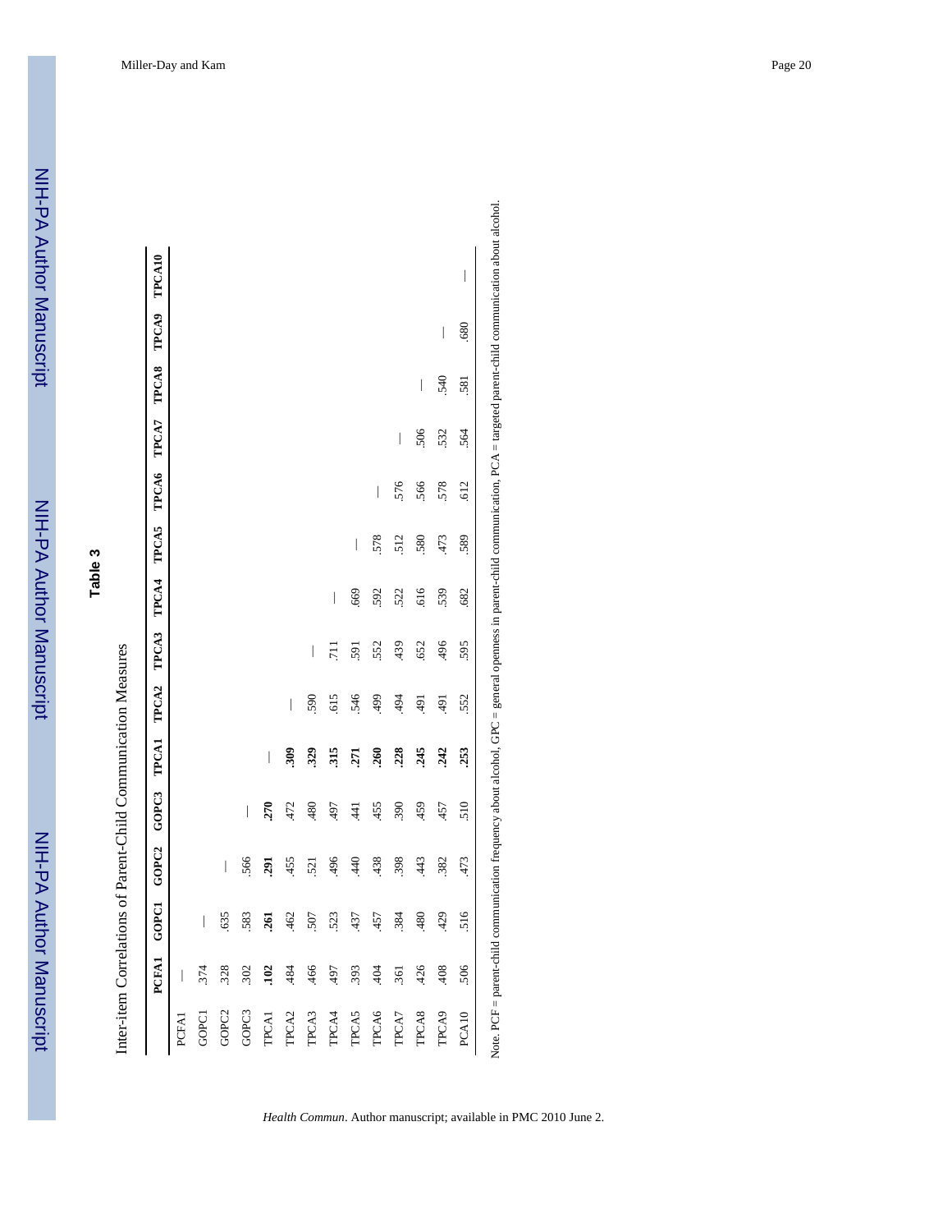**Table 3**

Inter-item Correlations of Parent-Child Communication Measures

| | PCFA1 | GOPC1 | GOPC2 | GOPC3 | TPCA1 | TPCA2 | TPCA3 | TPCA4 | TPCA5 | TPCA6 | TPCA7 | TPCA8 | TPCA9 | TPCA10 |
|---|---|---|---|---|---|---|---|---|---|---|---|---|---|---|
| PCFA1 | — | | | | | | | | | | | | | |
| GOPC1 | .374 | — | | | | | | | | | | | | |
| GOPC2 | .328 | .635 | — | | | | | | | | | | | |
| GOPC3 | .302 | .583 | .566 | — | | | | | | | | | | |
| TPCA1 | **.102** | **.261** | **.291** | **.270** | — | | | | | | | | | |
| TPCA2 | .484 | .462 | .455 | .472 | **.309** | — | | | | | | | | |
| TPCA3 | .466 | .507 | .521 | .480 | **.329** | .590 | — | | | | | | | |
| TPCA4 | .497 | .523 | .496 | .497 | **.315** | .615 | .711 | — | | | | | | |
| TPCA5 | .393 | .437 | .440 | .441 | **.271** | .546 | .591 | .669 | — | | | | | |
| TPCA6 | .404 | .457 | .438 | .455 | **.260** | .499 | .552 | .592 | .578 | — | | | | |
| TPCA7 | .361 | .384 | .398 | .390 | **.228** | .494 | .439 | .522 | .512 | .576 | — | | | |
| TPCA8 | .426 | .480 | .443 | .459 | **.245** | .491 | .652 | .616 | .580 | .566 | .506 | — | | |
| TPCA9 | .408 | .429 | .382 | .457 | **.242** | .491 | .496 | .539 | .473 | .578 | .532 | .540 | — | |
| PCA10 | .506 | .516 | .473 | .510 | **.253** | .552 | .595 | .682 | .589 | .612 | .564 | .581 | .680 | — |

Note. PCF = parent-child communication frequency about alcohol, GPC = general openness in parent-child communication, PCA = targeted parent-child communication about alcohol.